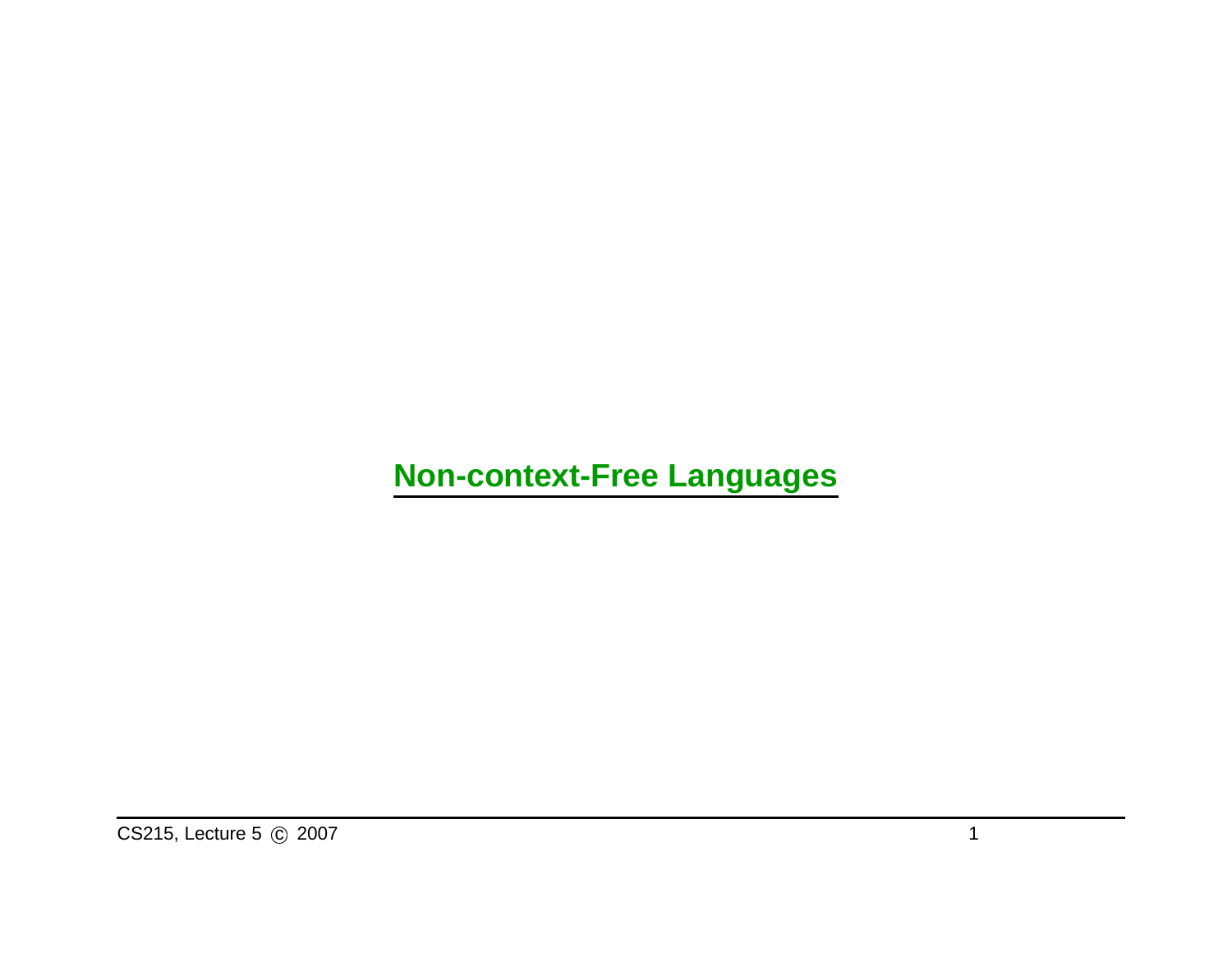# Non-context-Free Languages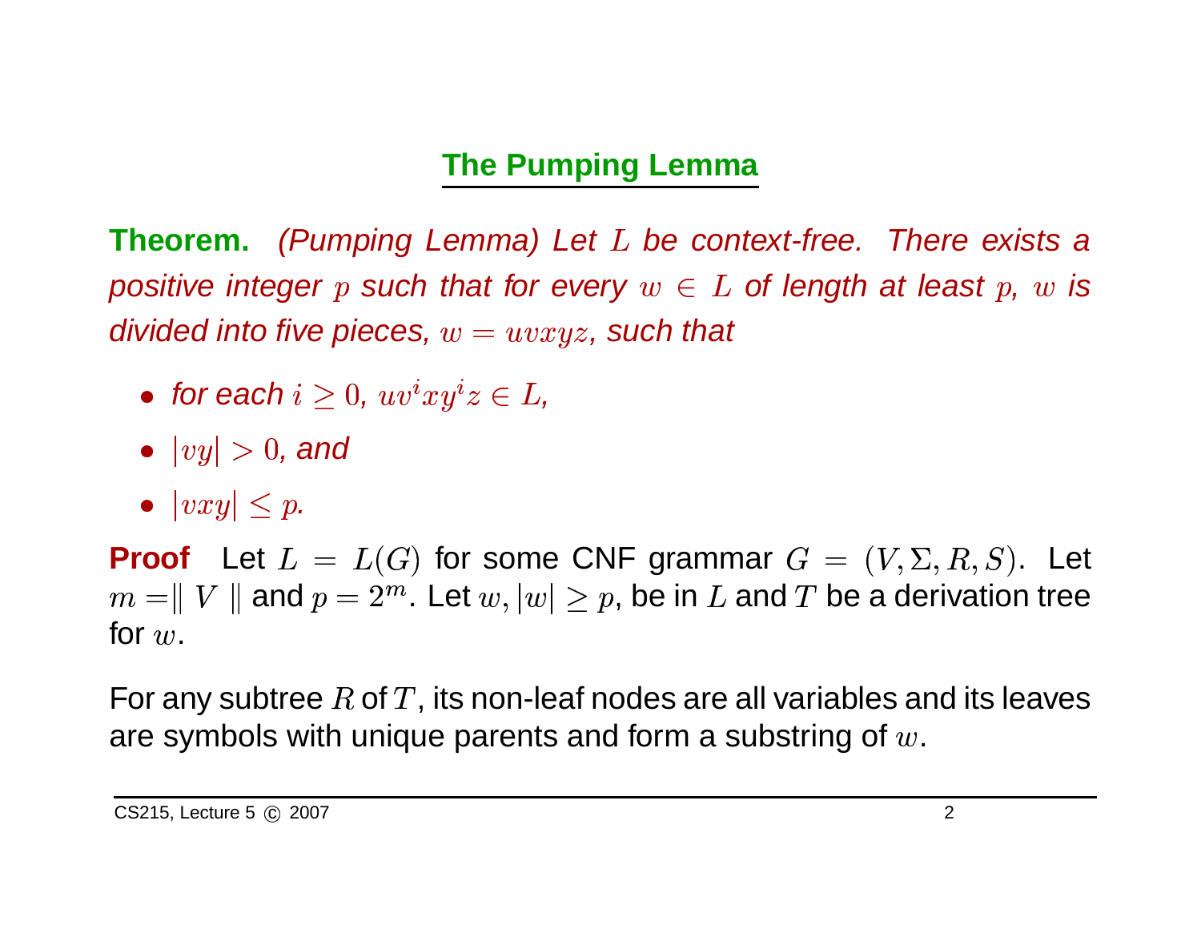## The Pumping Lemma

**Theorem.** *(Pumping Lemma) Let $L$ be context-free. There exists a positive integer $p$ such that for every $w \in L$ of length at least $p$, $w$ is divided into five pieces, $w = uvxyz$, such that*

- *for each $i \geq 0$, $uv^ixy^iz \in L$,*
- *$|vy| > 0$, and*
- *$|vxy| \leq p$.*

**Proof** Let $L = L(G)$ for some CNF grammar $G = (V, \Sigma, R, S)$. Let $m = \| V \|$ and $p = 2^m$. Let $w, |w| \geq p$, be in $L$ and $T$ be a derivation tree for $w$.

For any subtree $R$ of $T$, its non-leaf nodes are all variables and its leaves are symbols with unique parents and form a substring of $w$.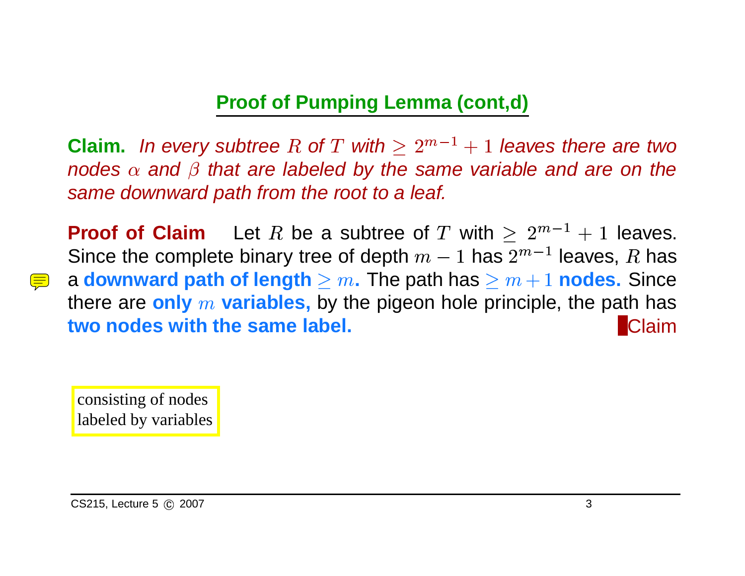## Proof of Pumping Lemma (cont,d)

**Claim.** *In every subtree $R$ of $T$ with $\geq 2^{m-1}+1$ leaves there are two nodes $\alpha$ and $\beta$ that are labeled by the same variable and are on the same downward path from the root to a leaf.*

**Proof of Claim** Let $R$ be a subtree of $T$ with $\geq 2^{m-1}+1$ leaves. Since the complete binary tree of depth $m-1$ has $2^{m-1}$ leaves, $R$ has a **downward path of length $\geq m$.** The path has $\geq m+1$ **nodes.** Since there are **only $m$ variables,** by the pigeon hole principle, the path has **two nodes with the same label.** ■Claim

consisting of nodes
labeled by variables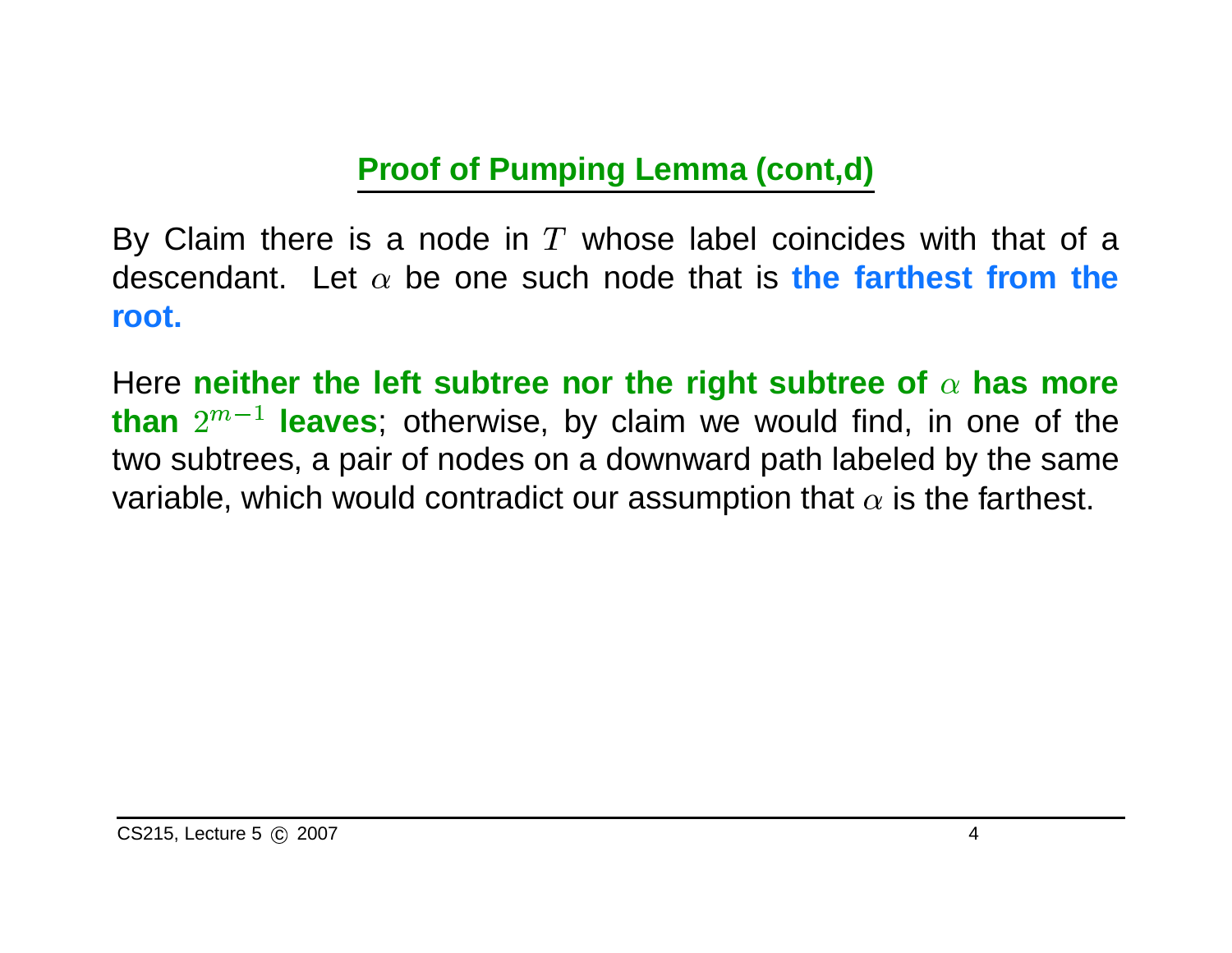## Proof of Pumping Lemma (cont,d)

By Claim there is a node in $T$ whose label coincides with that of a descendant. Let $\alpha$ be one such node that is **the farthest from the root.**

Here **neither the left subtree nor the right subtree of $\alpha$ has more than $2^{m-1}$ leaves**; otherwise, by claim we would find, in one of the two subtrees, a pair of nodes on a downward path labeled by the same variable, which would contradict our assumption that $\alpha$ is the farthest.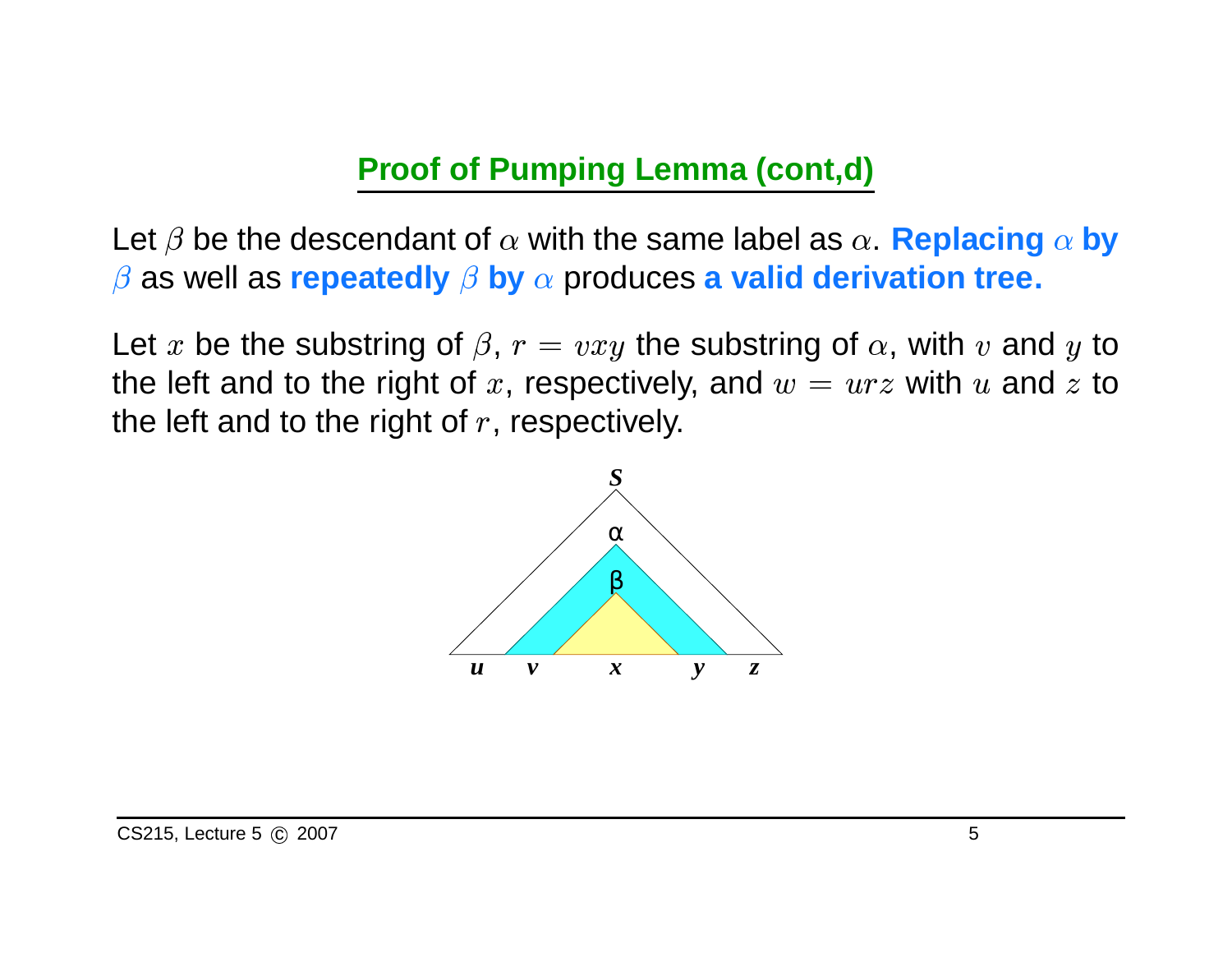## Proof of Pumping Lemma (cont,d)

Let $\beta$ be the descendant of $\alpha$ with the same label as $\alpha$. **Replacing $\alpha$ by $\beta$** as well as **repeatedly $\beta$ by $\alpha$** produces **a valid derivation tree.**

Let $x$ be the substring of $\beta$, $r = vxy$ the substring of $\alpha$, with $v$ and $y$ to the left and to the right of $x$, respectively, and $w = urz$ with $u$ and $z$ to the left and to the right of $r$, respectively.

S

α

β

u v x y z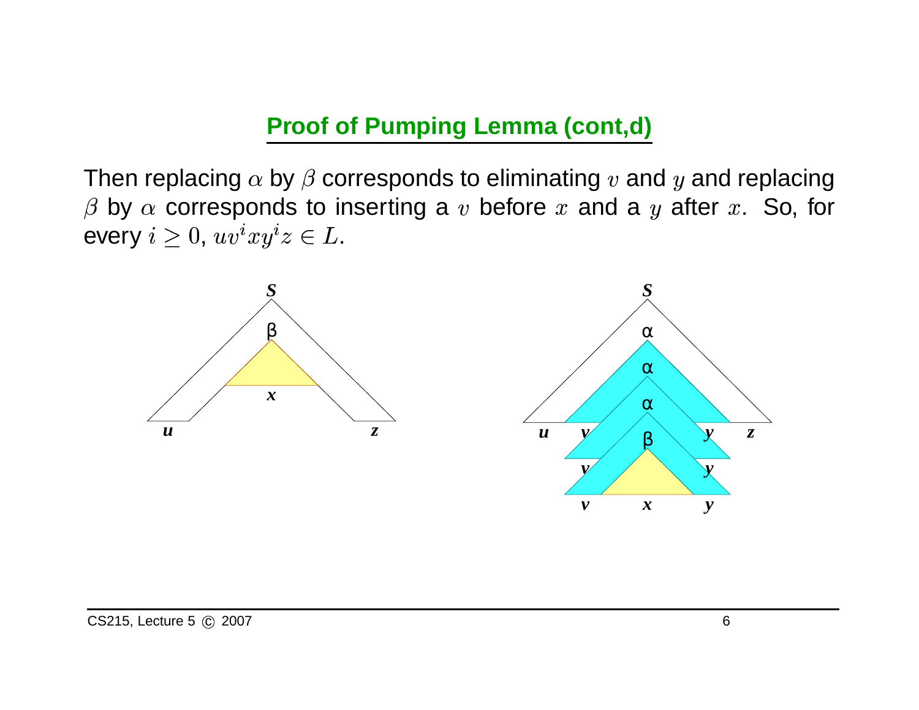# Proof of Pumping Lemma (cont,d)

Then replacing $\alpha$ by $\beta$ corresponds to eliminating $v$ and $y$ and replacing $\beta$ by $\alpha$ corresponds to inserting a $v$ before $x$ and a $y$ after $x$. So, for every $i \geq 0$, $uv^ixy^iz \in L$.

S
β
x
u
z

S
α
α
α
β
u
v
y
z
v
y
v
x
y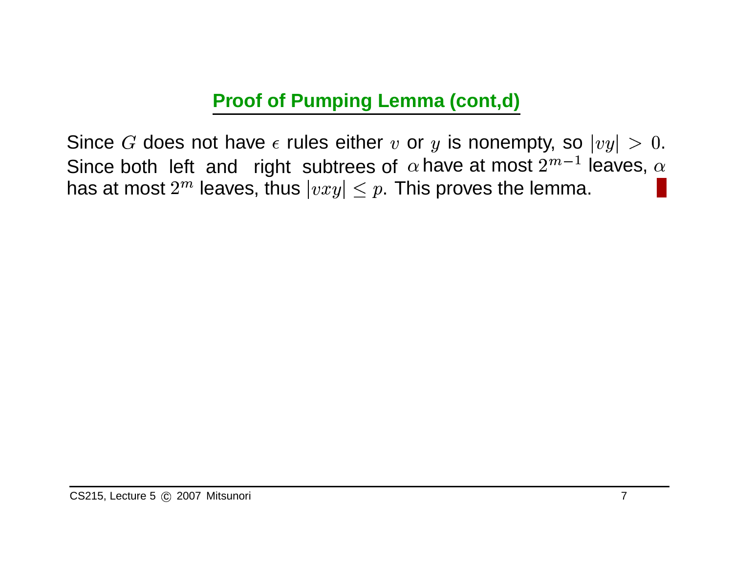## Proof of Pumping Lemma (cont,d)

Since $G$ does not have $\epsilon$ rules either $v$ or $y$ is nonempty, so $|vy| > 0$. Since both left and right subtrees of $\alpha$ have at most $2^{m-1}$ leaves, $\alpha$ has at most $2^m$ leaves, thus $|vxy| \leq p$. This proves the lemma. ∎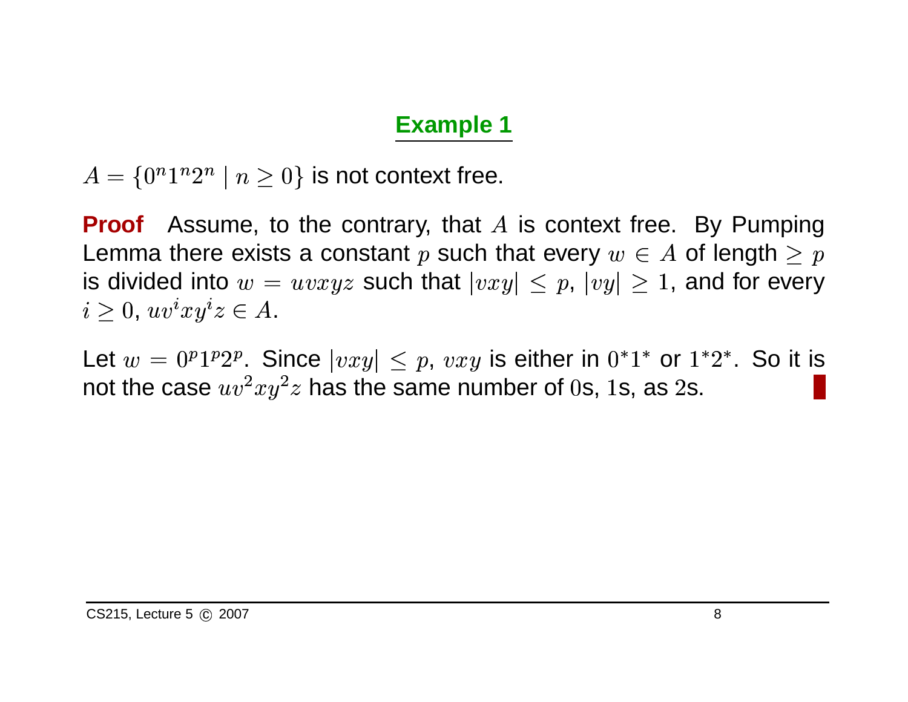## Example 1

$A = \{0^n 1^n 2^n \mid n \geq 0\}$ is not context free.

**Proof** Assume, to the contrary, that $A$ is context free. By Pumping Lemma there exists a constant $p$ such that every $w \in A$ of length $\geq p$ is divided into $w = uvxyz$ such that $|vxy| \leq p$, $|vy| \geq 1$, and for every $i \geq 0$, $uv^ixy^iz \in A$.

Let $w = 0^p 1^p 2^p$. Since $|vxy| \leq p$, $vxy$ is either in $0^*1^*$ or $1^*2^*$. So it is not the case $uv^2xy^2z$ has the same number of $0$s, $1$s, as $2$s. ∎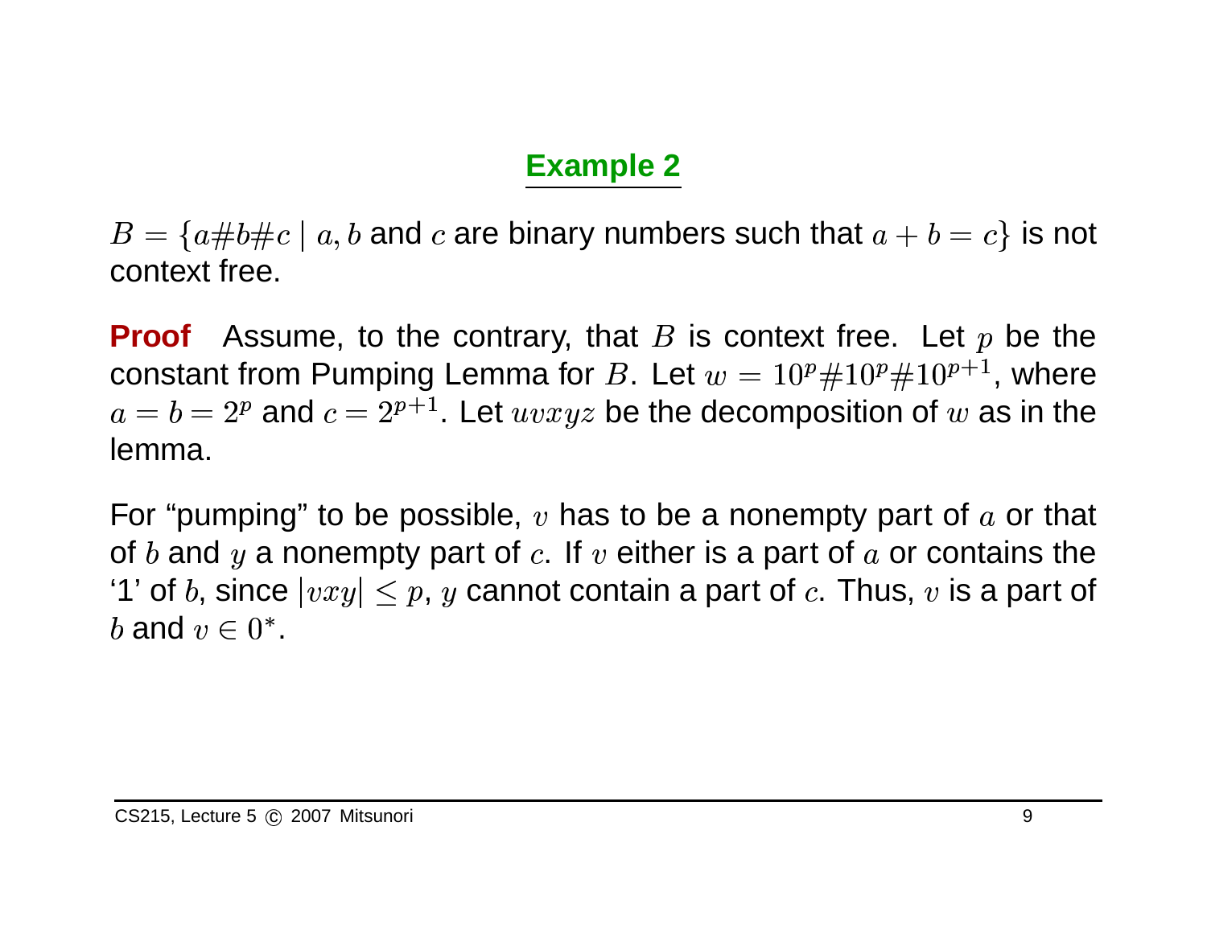## Example 2

$B = \{a\#b\#c \mid a, b$ and $c$ are binary numbers such that $a + b = c\}$ is not context free.

**Proof** Assume, to the contrary, that $B$ is context free. Let $p$ be the constant from Pumping Lemma for $B$. Let $w = 10^p\#10^p\#10^{p+1}$, where $a = b = 2^p$ and $c = 2^{p+1}$. Let $uvxyz$ be the decomposition of $w$ as in the lemma.

For "pumping" to be possible, $v$ has to be a nonempty part of $a$ or that of $b$ and $y$ a nonempty part of $c$. If $v$ either is a part of $a$ or contains the '1' of $b$, since $|vxy| \leq p$, $y$ cannot contain a part of $c$. Thus, $v$ is a part of $b$ and $v \in 0^*$.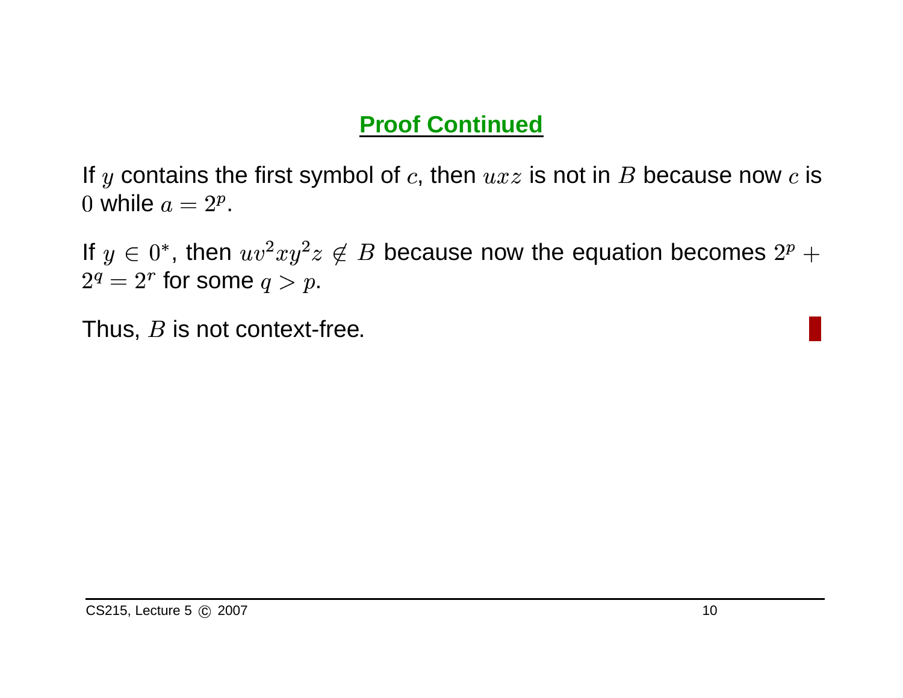## Proof Continued

If $y$ contains the first symbol of $c$, then $uxz$ is not in $B$ because now $c$ is $0$ while $a = 2^p$.

If $y \in 0^*$, then $uv^2xy^2z \notin B$ because now the equation becomes $2^p + 2^q = 2^r$ for some $q > p$.

Thus, $B$ is not context-free. ∎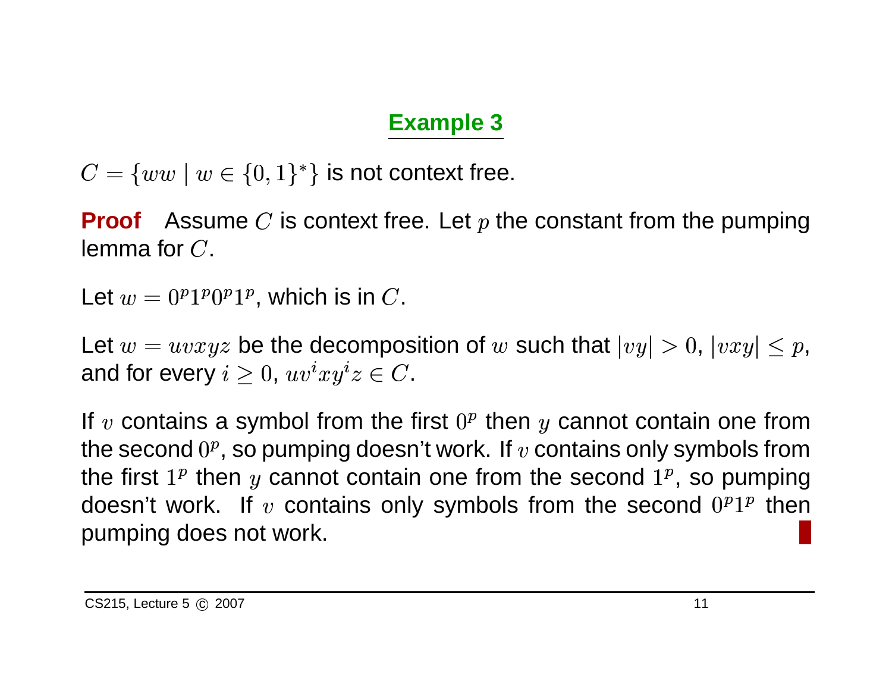## Example 3

$C = \{ww \mid w \in \{0,1\}^*\}$ is not context free.

**Proof** Assume $C$ is context free. Let $p$ the constant from the pumping lemma for $C$.

Let $w = 0^p1^p0^p1^p$, which is in $C$.

Let $w = uvxyz$ be the decomposition of $w$ such that $|vy| > 0$, $|vxy| \leq p$, and for every $i \geq 0$, $uv^ixy^iz \in C$.

If $v$ contains a symbol from the first $0^p$ then $y$ cannot contain one from the second $0^p$, so pumping doesn't work. If $v$ contains only symbols from the first $1^p$ then $y$ cannot contain one from the second $1^p$, so pumping doesn't work. If $v$ contains only symbols from the second $0^p1^p$ then pumping does not work.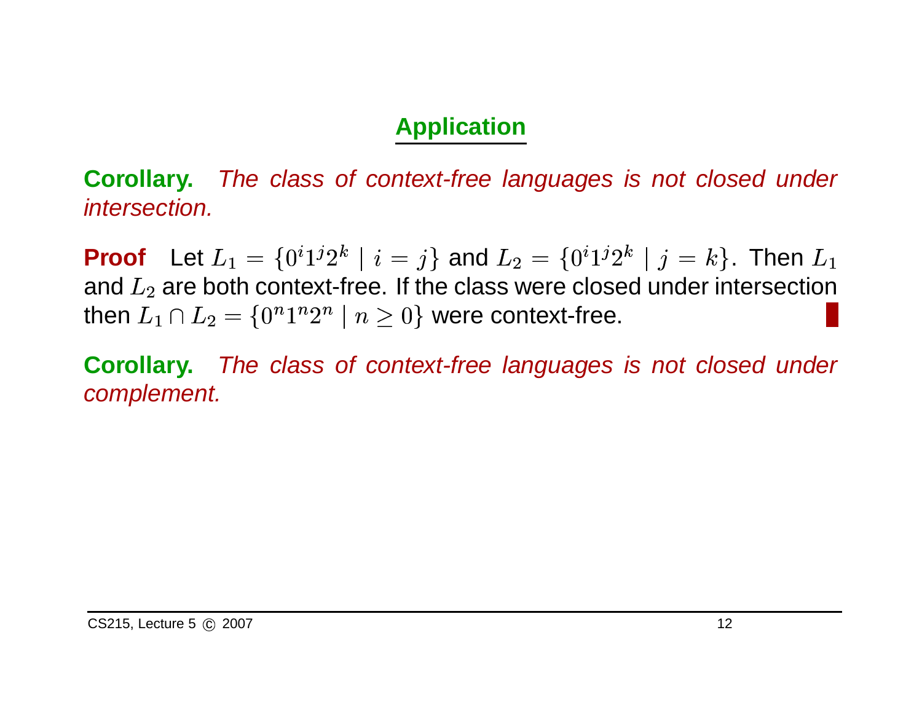## Application

**Corollary.** *The class of context-free languages is not closed under intersection.*

**Proof** Let $L_1 = \{0^i 1^j 2^k \mid i = j\}$ and $L_2 = \{0^i 1^j 2^k \mid j = k\}$. Then $L_1$ and $L_2$ are both context-free. If the class were closed under intersection then $L_1 \cap L_2 = \{0^n 1^n 2^n \mid n \geq 0\}$ were context-free. ∎

**Corollary.** *The class of context-free languages is not closed under complement.*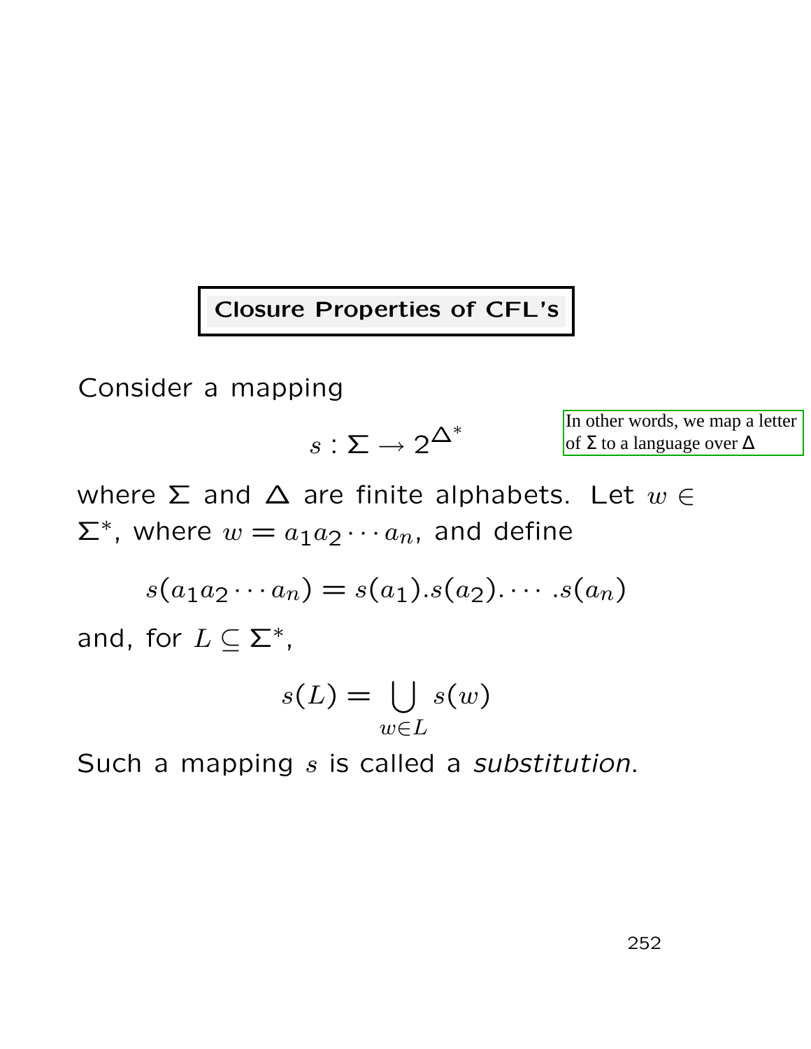## Closure Properties of CFL's

Consider a mapping

$$s : \Sigma \rightarrow 2^{\Delta^*}$$

In other words, we map a letter of Σ to a language over Δ

where $\Sigma$ and $\Delta$ are finite alphabets. Let $w \in \Sigma^*$, where $w = a_1 a_2 \cdots a_n$, and define

$$s(a_1 a_2 \cdots a_n) = s(a_1).s(a_2). \cdots .s(a_n)$$

and, for $L \subseteq \Sigma^*$,

$$s(L) = \bigcup_{w \in L} s(w)$$

Such a mapping $s$ is called a *substitution*.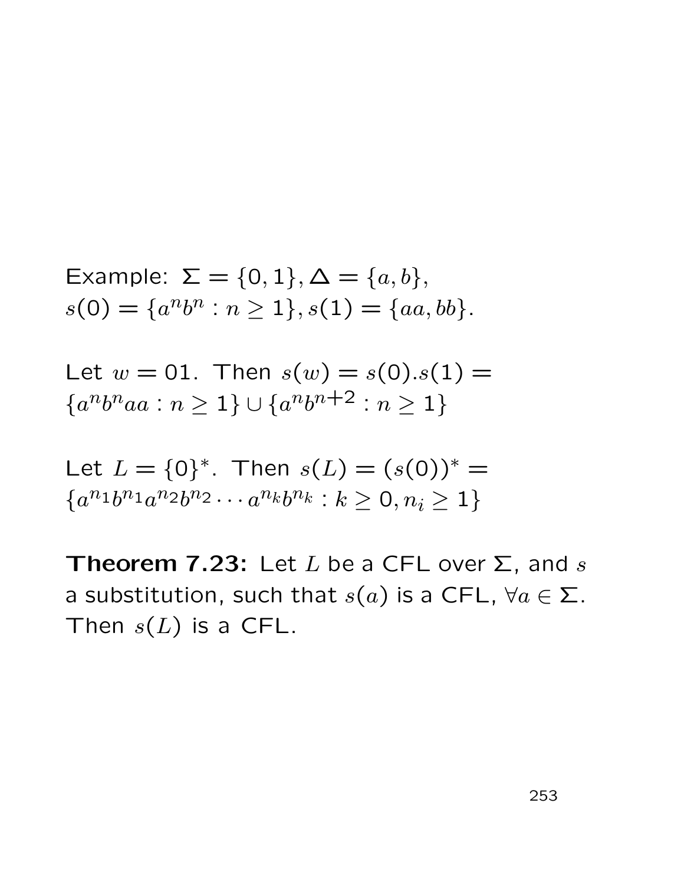Example: $\Sigma = \{0, 1\}, \Delta = \{a, b\}$,
$s(0) = \{a^n b^n : n \geq 1\}, s(1) = \{aa, bb\}$.

Let $w = 01$. Then $s(w) = s(0).s(1) =$
$\{a^n b^n aa : n \geq 1\} \cup \{a^n b^{n+2} : n \geq 1\}$

Let $L = \{0\}^*$. Then $s(L) = (s(0))^* =$
$\{a^{n_1} b^{n_1} a^{n_2} b^{n_2} \cdots a^{n_k} b^{n_k} : k \geq 0, n_i \geq 1\}$

**Theorem 7.23:** Let $L$ be a CFL over $\Sigma$, and $s$ a substitution, such that $s(a)$ is a CFL, $\forall a \in \Sigma$. Then $s(L)$ is a CFL.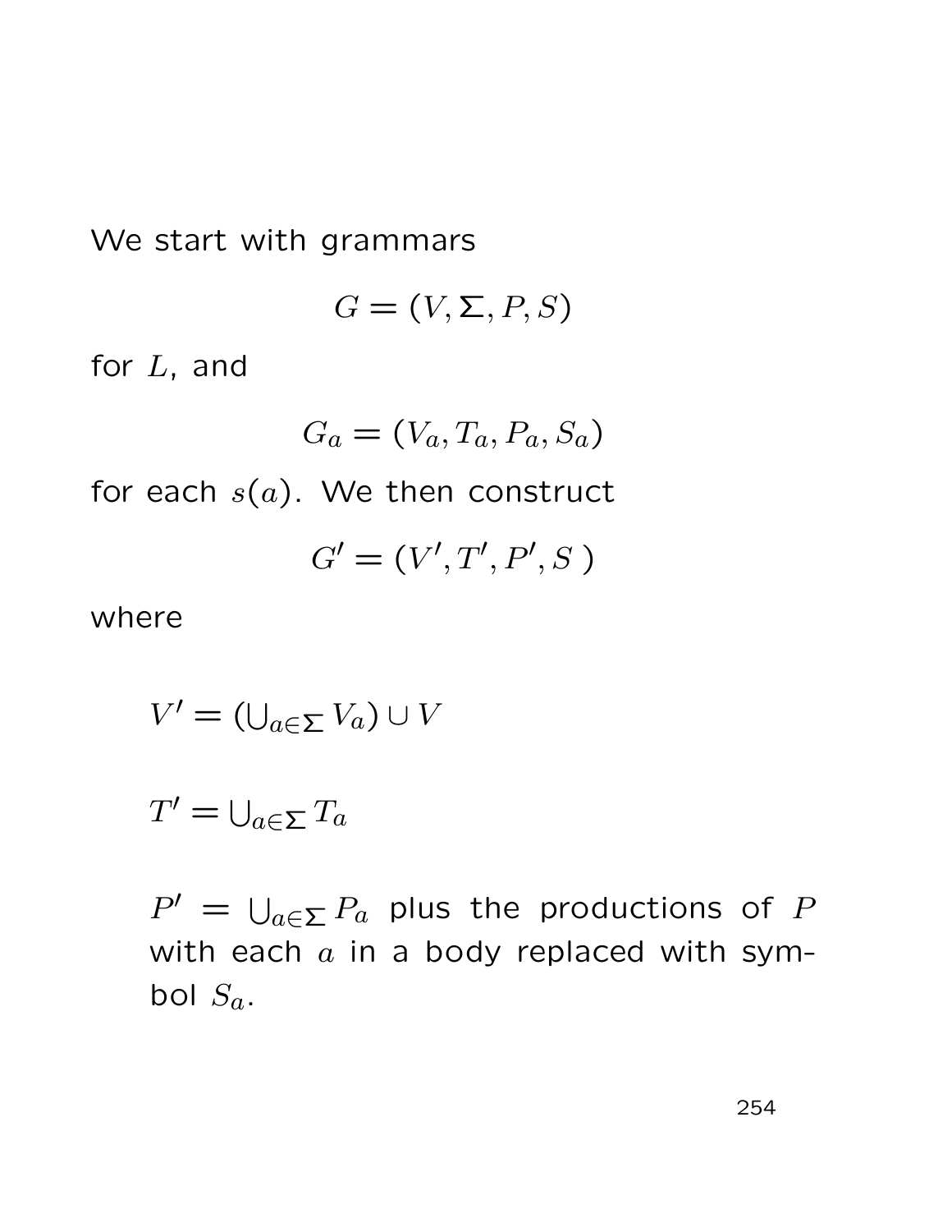We start with grammars

$$G = (V, \Sigma, P, S)$$

for $L$, and

$$G_a = (V_a, T_a, P_a, S_a)$$

for each $s(a)$. We then construct

$$G' = (V', T', P', S)$$

where

- $V' = (\bigcup_{a \in \Sigma} V_a) \cup V$

- $T' = \bigcup_{a \in \Sigma} T_a$

- $P' = \bigcup_{a \in \Sigma} P_a$ plus the productions of $P$ with each $a$ in a body replaced with symbol $S_a$.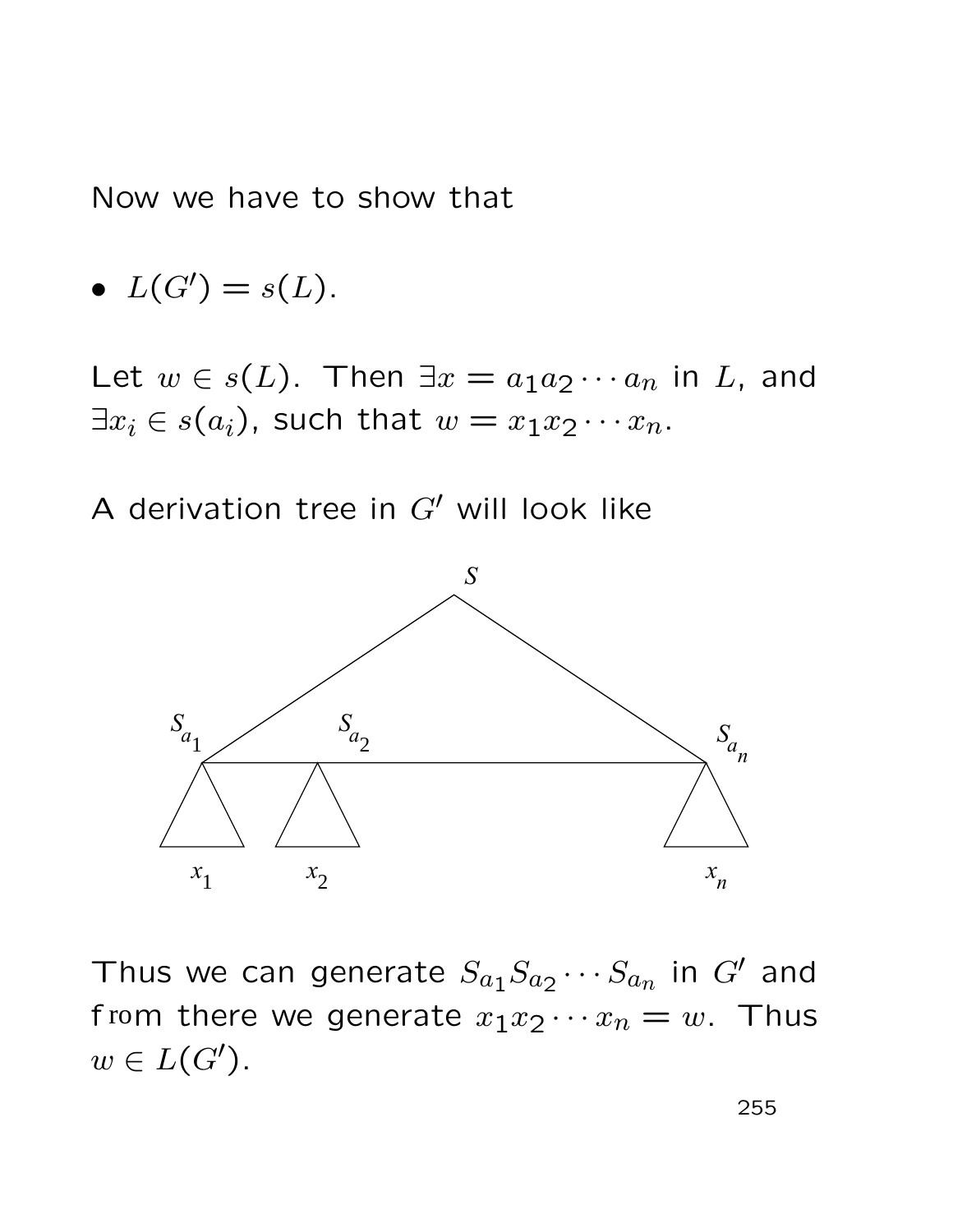Now we have to show that

- $L(G') = s(L)$.

Let $w \in s(L)$. Then $\exists x = a_1 a_2 \cdots a_n$ in $L$, and $\exists x_i \in s(a_i)$, such that $w = x_1 x_2 \cdots x_n$.

A derivation tree in $G'$ will look like

S

$S_{a_1}$ $S_{a_2}$ $S_{a_n}$

$x_1$ $x_2$ $x_n$

Thus we can generate $S_{a_1} S_{a_2} \cdots S_{a_n}$ in $G'$ and from there we generate $x_1 x_2 \cdots x_n = w$. Thus $w \in L(G')$.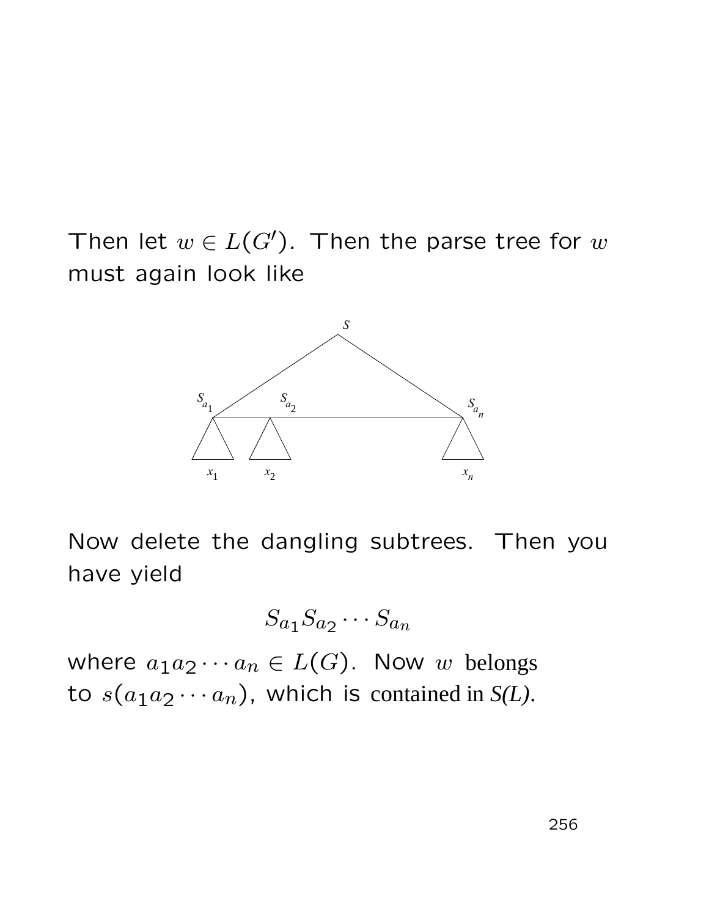Then let $w \in L(G')$. Then the parse tree for $w$ must again look like

S

$S_{a_1}$ $S_{a_2}$ $S_{a_n}$

$x_1$ $x_2$ $x_n$

Now delete the dangling subtrees. Then you have yield

$$S_{a_1} S_{a_2} \cdots S_{a_n}$$

where $a_1 a_2 \cdots a_n \in L(G)$. Now $w$ belongs to $s(a_1 a_2 \cdots a_n)$, which is contained in $S(L)$.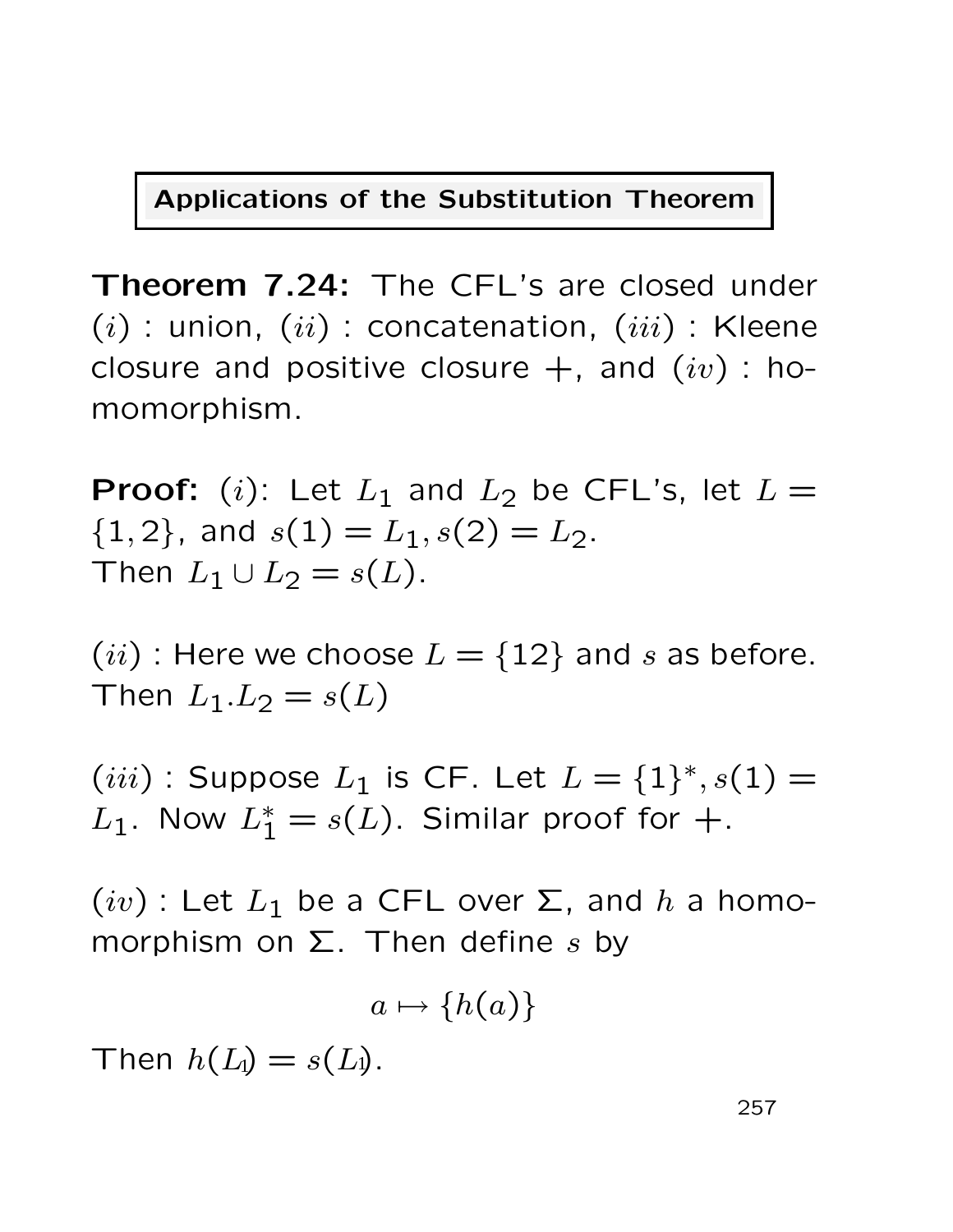## Applications of the Substitution Theorem

**Theorem 7.24:** The CFL's are closed under $(i)$ : union, $(ii)$ : concatenation, $(iii)$ : Kleene closure and positive closure $+$, and $(iv)$ : homomorphism.

**Proof:** $(i)$: Let $L_1$ and $L_2$ be CFL's, let $L = \{1, 2\}$, and $s(1) = L_1, s(2) = L_2$.
Then $L_1 \cup L_2 = s(L)$.

$(ii)$ : Here we choose $L = \{12\}$ and $s$ as before.
Then $L_1.L_2 = s(L)$

$(iii)$ : Suppose $L_1$ is CF. Let $L = \{1\}^*, s(1) = L_1$. Now $L_1^* = s(L)$. Similar proof for $+$.

$(iv)$ : Let $L_1$ be a CFL over $\Sigma$, and $h$ a homomorphism on $\Sigma$. Then define $s$ by

$$a \mapsto \{h(a)\}$$

Then $h(L_1) = s(L_1)$.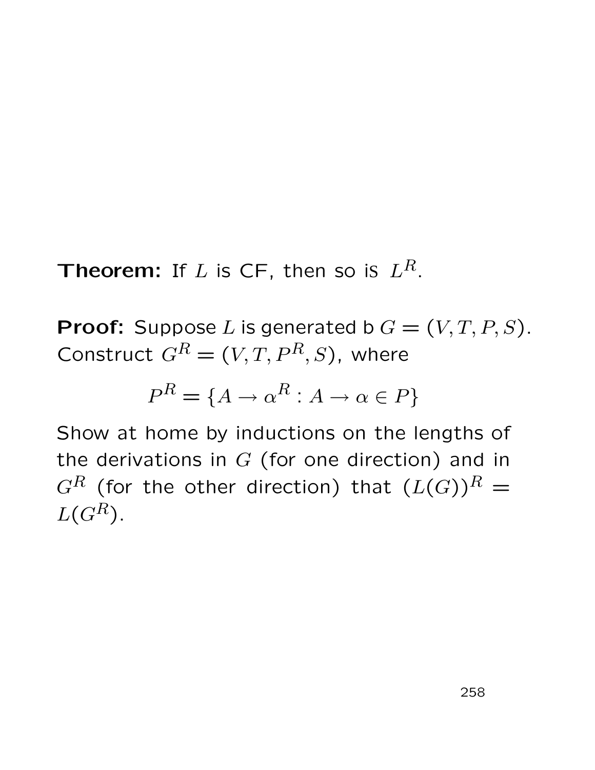**Theorem:** If $L$ is CF, then so is $L^R$.

**Proof:** Suppose $L$ is generated b $G = (V, T, P, S)$. Construct $G^R = (V, T, P^R, S)$, where

$$P^R = \{A \to \alpha^R : A \to \alpha \in P\}$$

Show at home by inductions on the lengths of the derivations in $G$ (for one direction) and in $G^R$ (for the other direction) that $(L(G))^R = L(G^R)$.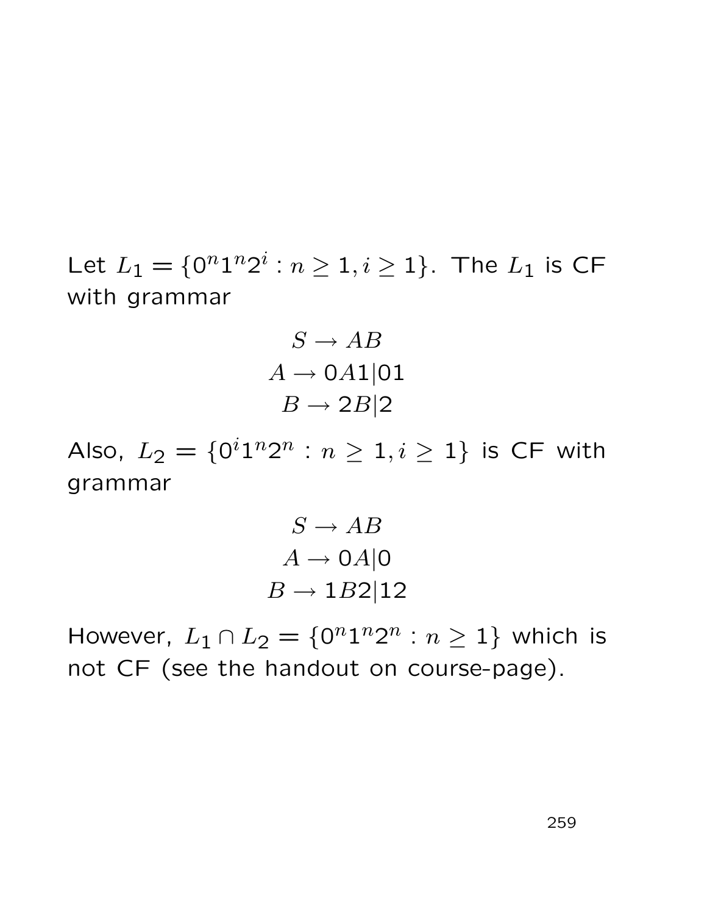Let $L_1 = \{0^n1^n2^i : n \geq 1, i \geq 1\}$. The $L_1$ is CF with grammar

$$
\begin{aligned}
S &\rightarrow AB \\
A &\rightarrow 0A1|01 \\
B &\rightarrow 2B|2
\end{aligned}
$$

Also, $L_2 = \{0^i1^n2^n : n \geq 1, i \geq 1\}$ is CF with grammar

$$
\begin{aligned}
S &\rightarrow AB \\
A &\rightarrow 0A|0 \\
B &\rightarrow 1B2|12
\end{aligned}
$$

However, $L_1 \cap L_2 = \{0^n1^n2^n : n \geq 1\}$ which is not CF (see the handout on course-page).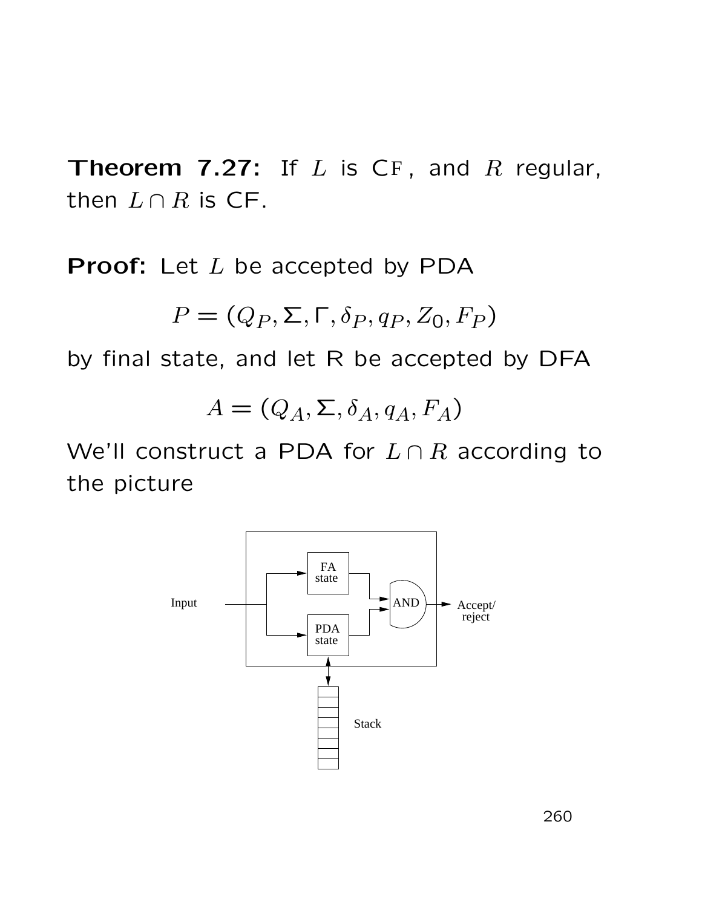**Theorem 7.27:** If $L$ is CF, and $R$ regular, then $L \cap R$ is CF.

**Proof:** Let $L$ be accepted by PDA

$$P = (Q_P, \Sigma, \Gamma, \delta_P, q_P, Z_0, F_P)$$

by final state, and let R be accepted by DFA

$$A = (Q_A, \Sigma, \delta_A, q_A, F_A)$$

We'll construct a PDA for $L \cap R$ according to the picture

FA
state

Input

AND

Accept/
reject

PDA
state

Stack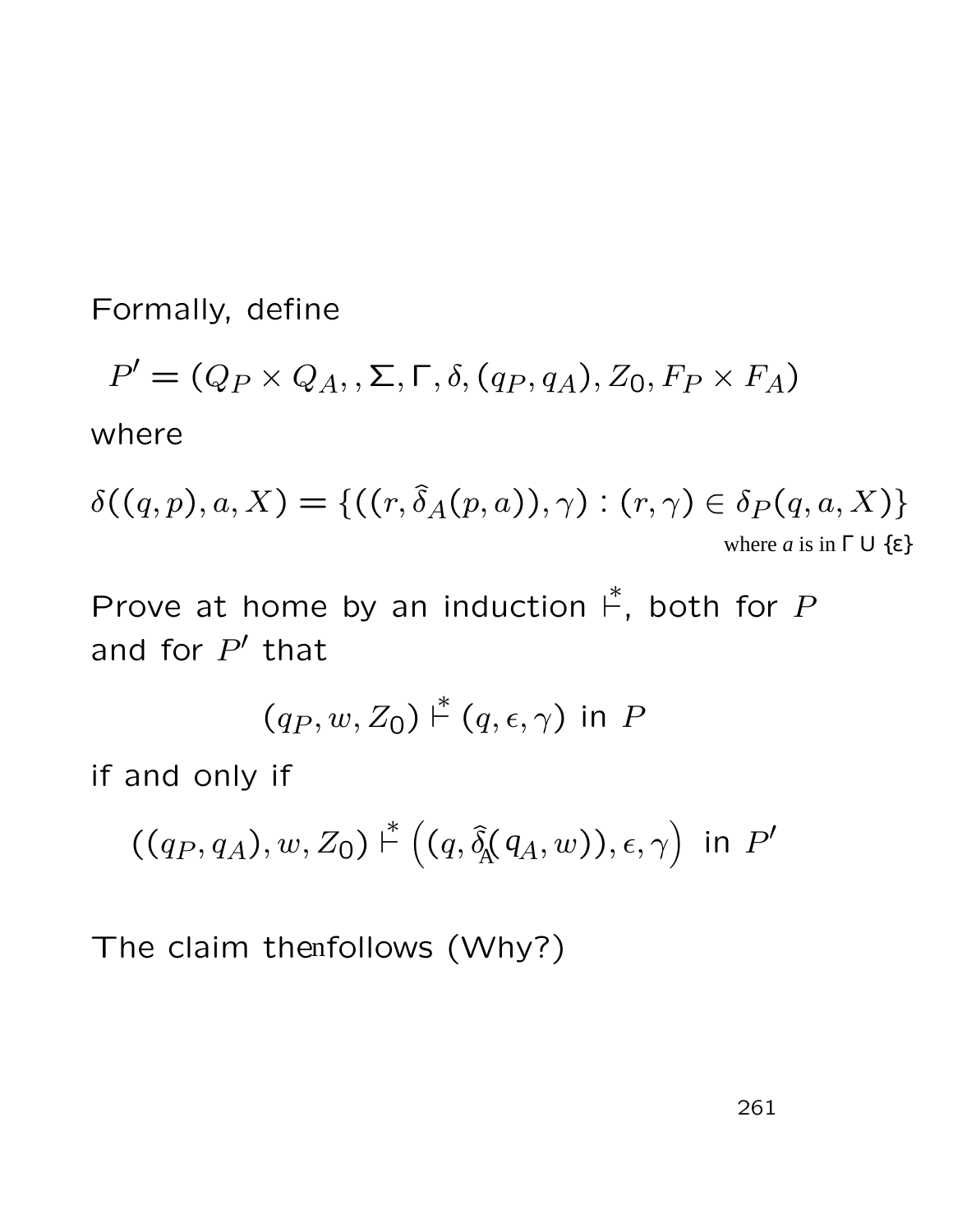Formally, define

$$P' = (Q_P \times Q_A, , \Sigma, \Gamma, \delta, (q_P, q_A), Z_0, F_P \times F_A)$$

where

$$\delta((q,p), a, X) = \{((r, \widehat{\delta}_A(p,a)), \gamma) : (r, \gamma) \in \delta_P(q, a, X)\}$$

where $a$ is in $\Gamma \cup \{\varepsilon\}$

Prove at home by an induction $\overset{*}{\vdash}$, both for $P$ and for $P'$ that

$$(q_P, w, Z_0) \overset{*}{\vdash} (q, \epsilon, \gamma) \text{ in } P$$

if and only if

$$((q_P, q_A), w, Z_0) \overset{*}{\vdash} \Big((q, \widehat{\delta}_A(q_A, w)), \epsilon, \gamma\Big) \text{ in } P'$$

The claim thenfollows (Why?)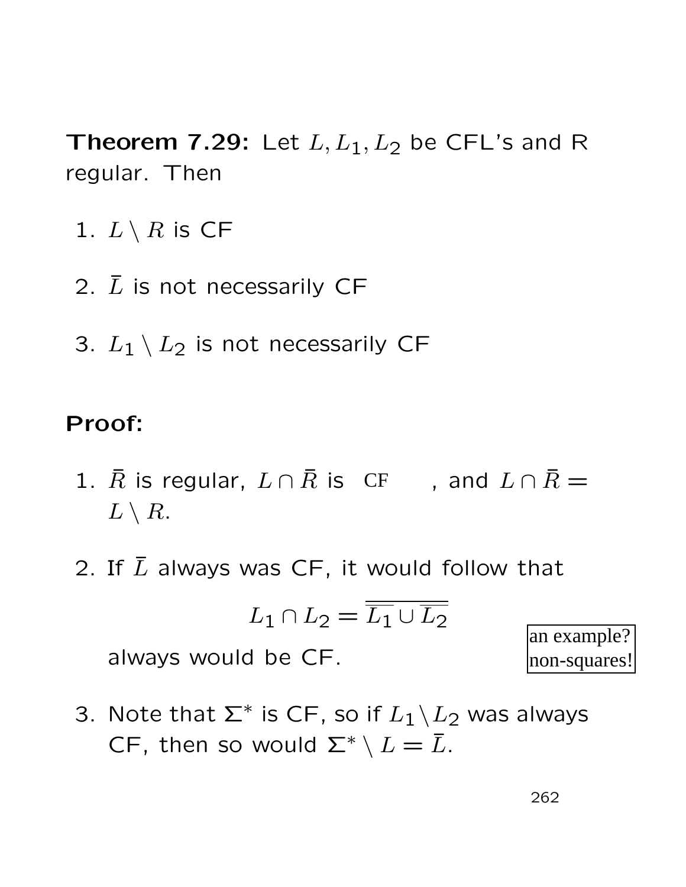**Theorem 7.29:** Let $L, L_1, L_2$ be CFL's and R regular. Then

1. $L \setminus R$ is CF
2. $\bar{L}$ is not necessarily CF
3. $L_1 \setminus L_2$ is not necessarily CF

**Proof:**

1. $\bar{R}$ is regular, $L \cap \bar{R}$ is CF, and $L \cap \bar{R} = L \setminus R$.
2. If $\bar{L}$ always was CF, it would follow that

$$L_1 \cap L_2 = \overline{\overline{L_1} \cup \overline{L_2}}$$

   always would be CF.

   an example? non-squares!

3. Note that $\Sigma^*$ is CF, so if $L_1 \setminus L_2$ was always CF, then so would $\Sigma^* \setminus L = \bar{L}$.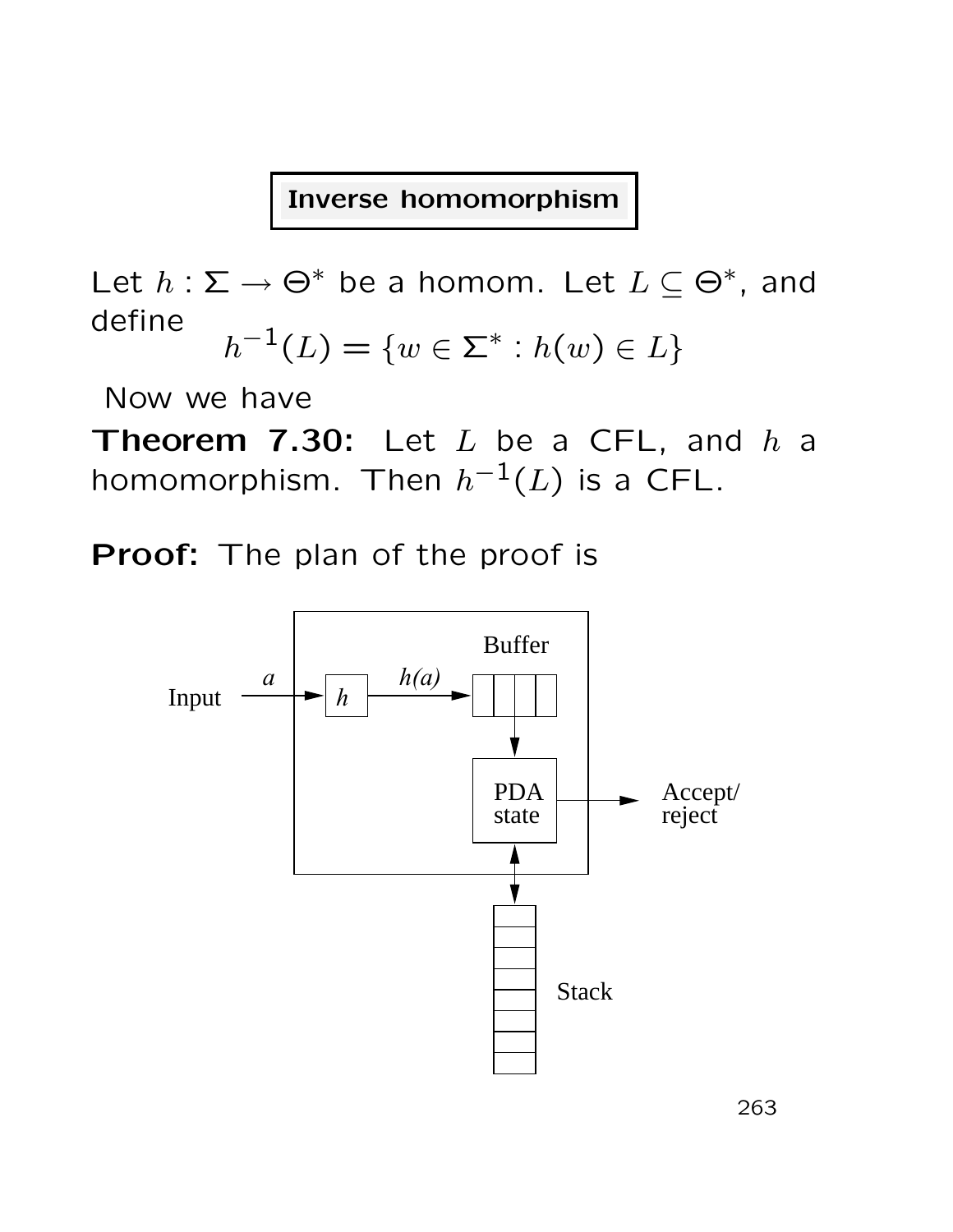## Inverse homomorphism

Let $h : \Sigma \rightarrow \Theta^*$ be a homom. Let $L \subseteq \Theta^*$, and define

$$h^{-1}(L) = \{w \in \Sigma^* : h(w) \in L\}$$

Now we have

**Theorem 7.30:** Let $L$ be a CFL, and $h$ a homomorphism. Then $h^{-1}(L)$ is a CFL.

**Proof:** The plan of the proof is

Buffer

Input

$a$

$h$

$h(a)$

PDA
state

Accept/
reject

Stack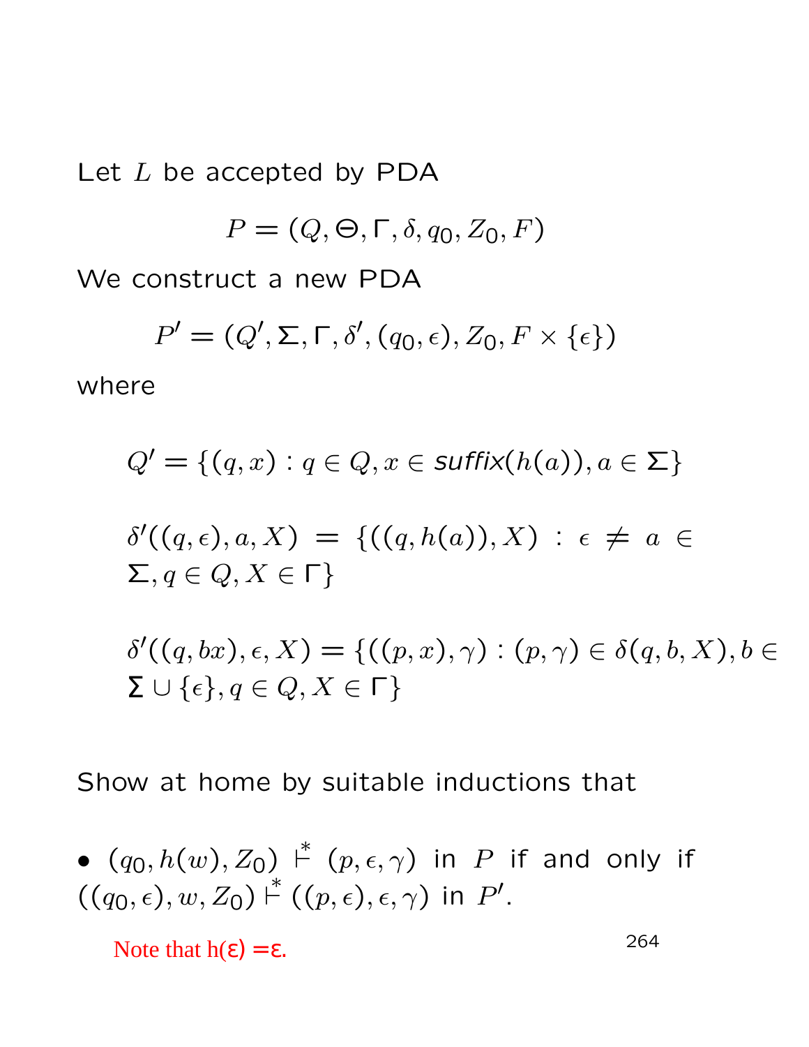Let $L$ be accepted by PDA

$$P = (Q, \Theta, \Gamma, \delta, q_0, Z_0, F)$$

We construct a new PDA

$$P' = (Q', \Sigma, \Gamma, \delta', (q_0, \epsilon), Z_0, F \times \{\epsilon\})$$

where

$$Q' = \{(q, x) : q \in Q, x \in \textit{suffix}(h(a)), a \in \Sigma\}$$

$$\delta'((q, \epsilon), a, X) = \{((q, h(a)), X) : \epsilon \neq a \in \Sigma, q \in Q, X \in \Gamma\}$$

$$\delta'((q, bx), \epsilon, X) = \{((p, x), \gamma) : (p, \gamma) \in \delta(q, b, X), b \in \Sigma \cup \{\epsilon\}, q \in Q, X \in \Gamma\}$$

Show at home by suitable inductions that

- $(q_0, h(w), Z_0) \overset{*}{\vdash} (p, \epsilon, \gamma)$ in $P$ if and only if $((q_0, \epsilon), w, Z_0) \overset{*}{\vdash} ((p, \epsilon), \epsilon, \gamma)$ in $P'$.

Note that $h(\epsilon) = \epsilon$.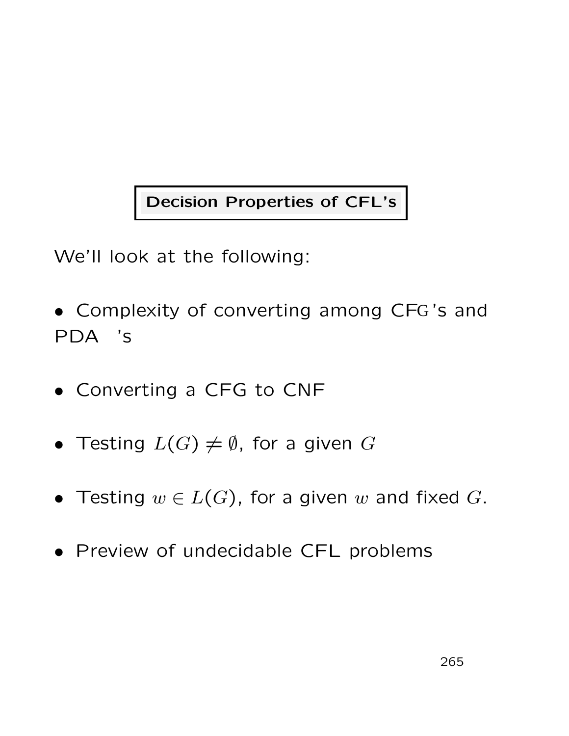## Decision Properties of CFL's

We'll look at the following:

- Complexity of converting among CFG's and PDA 's

- Converting a CFG to CNF

- Testing $L(G) \neq \emptyset$, for a given $G$

- Testing $w \in L(G)$, for a given $w$ and fixed $G$.

- Preview of undecidable CFL problems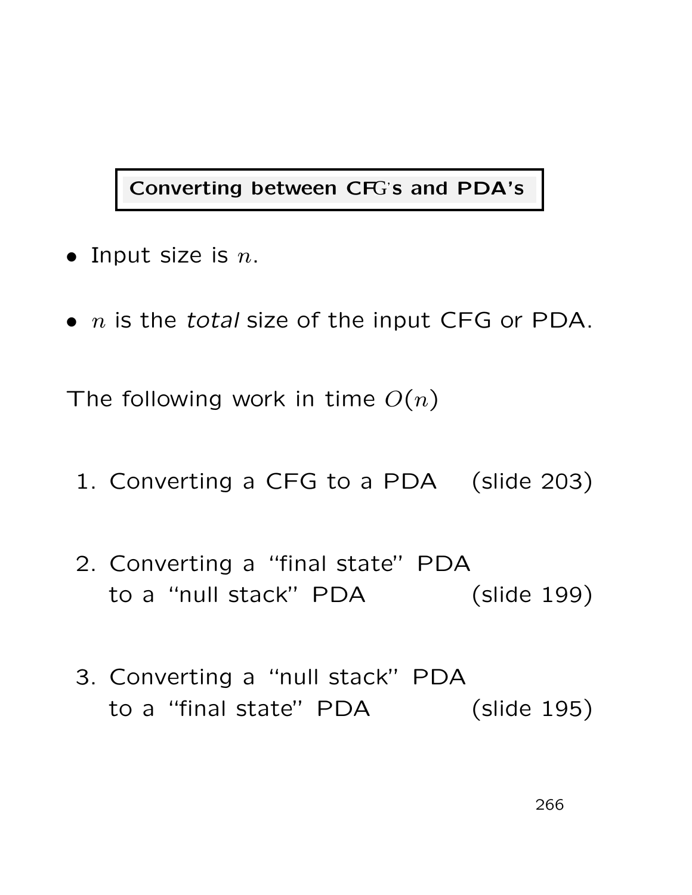## Converting between CFG's and PDA's

- Input size is $n$.
- $n$ is the *total* size of the input CFG or PDA.

The following work in time $O(n)$

1. Converting a CFG to a PDA (slide 203)
2. Converting a "final state" PDA to a "null stack" PDA (slide 199)
3. Converting a "null stack" PDA to a "final state" PDA (slide 195)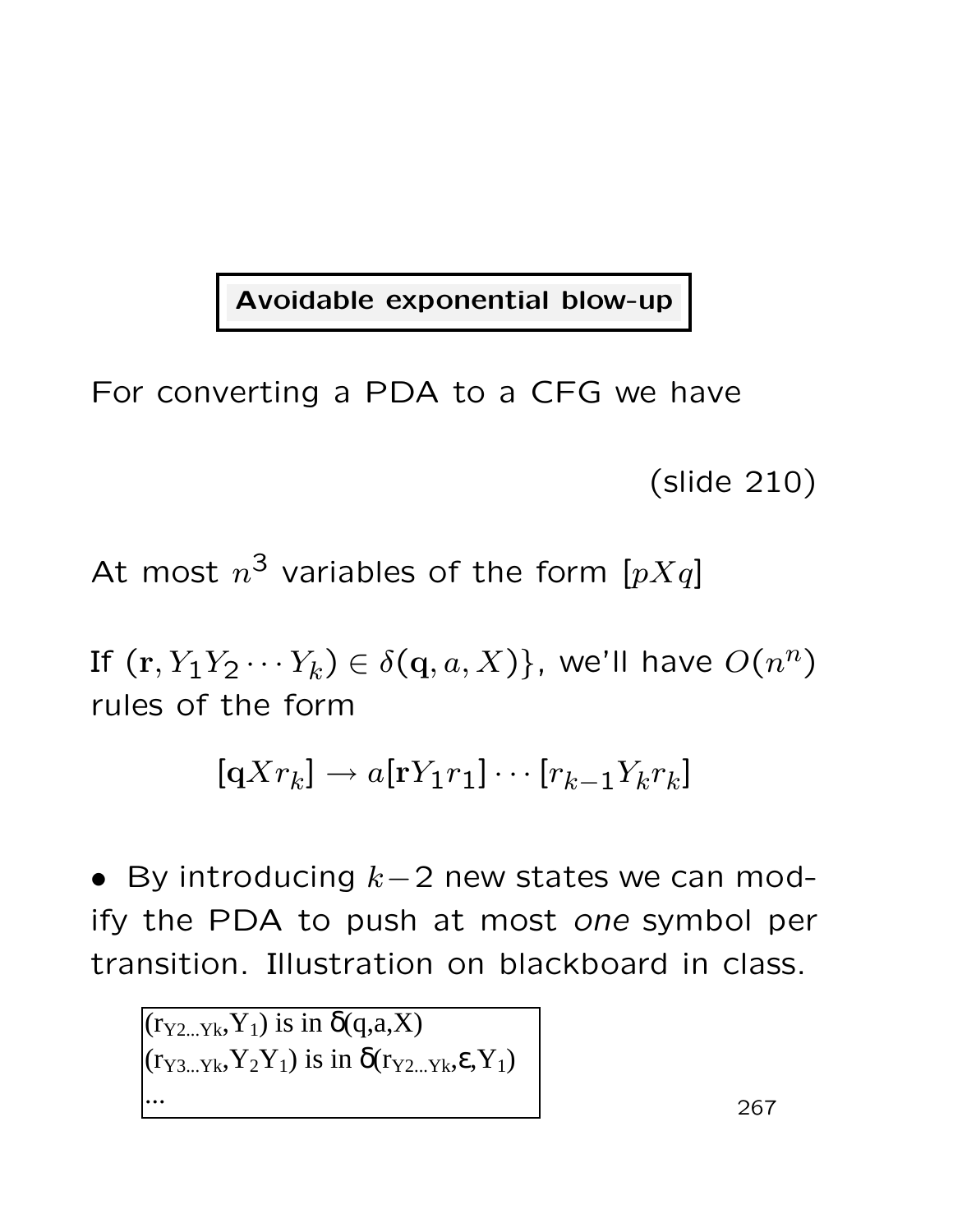## Avoidable exponential blow-up

For converting a PDA to a CFG we have

(slide 210)

At most $n^3$ variables of the form $[pXq]$

If $(\mathbf{r}, Y_1 Y_2 \cdots Y_k) \in \delta(\mathbf{q}, a, X)\}$, we'll have $O(n^n)$ rules of the form

$$[\mathbf{q}Xr_k] \rightarrow a[\mathbf{r}Y_1r_1] \cdots [r_{k-1}Y_kr_k]$$

- By introducing $k-2$ new states we can modify the PDA to push at most *one* symbol per transition. Illustration on blackboard in class.

$(r_{Y2...Yk}, Y_1)$ is in $\delta(q,a,X)$
$(r_{Y3...Yk}, Y_2Y_1)$ is in $\delta(r_{Y2...Yk}, \varepsilon, Y_1)$
...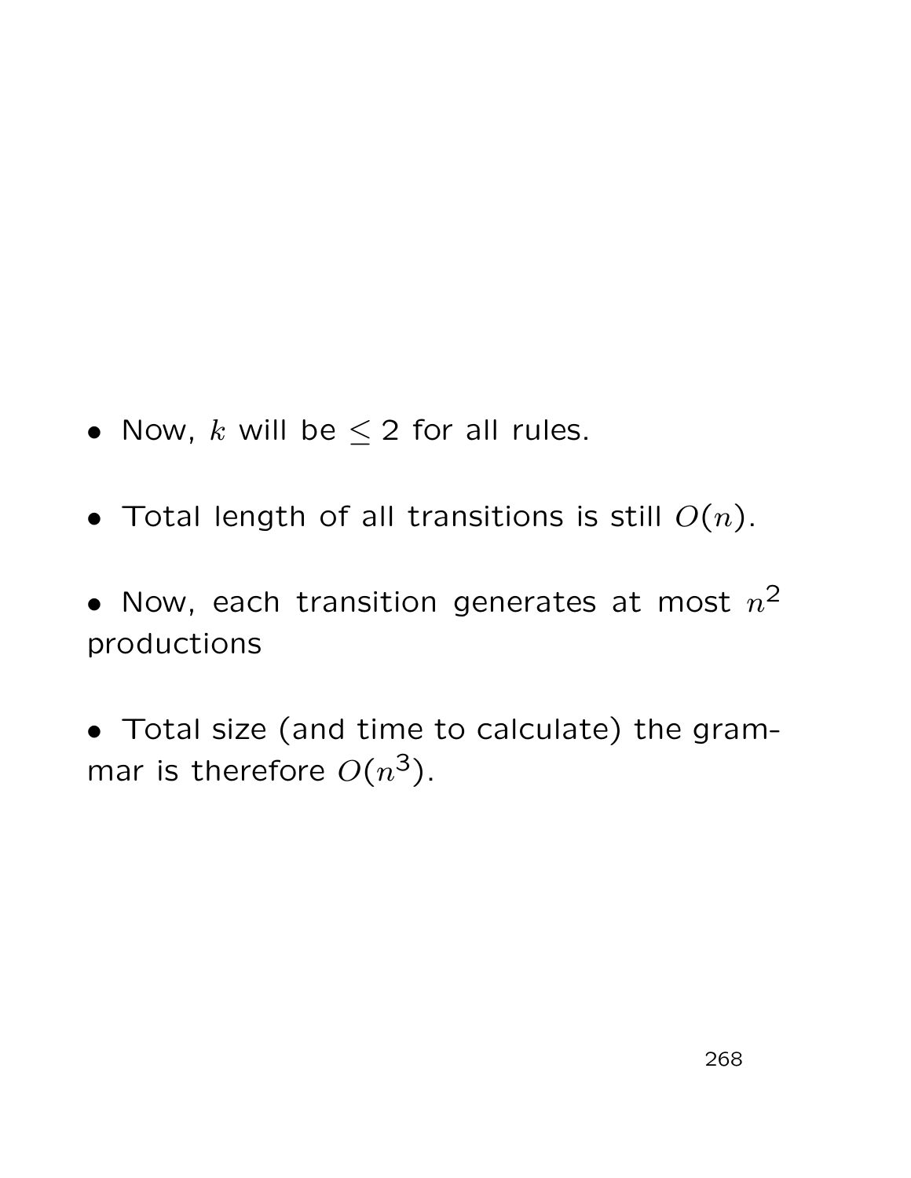- Now, $k$ will be $\leq 2$ for all rules.
- Total length of all transitions is still $O(n)$.
- Now, each transition generates at most $n^2$ productions
- Total size (and time to calculate) the grammar is therefore $O(n^3)$.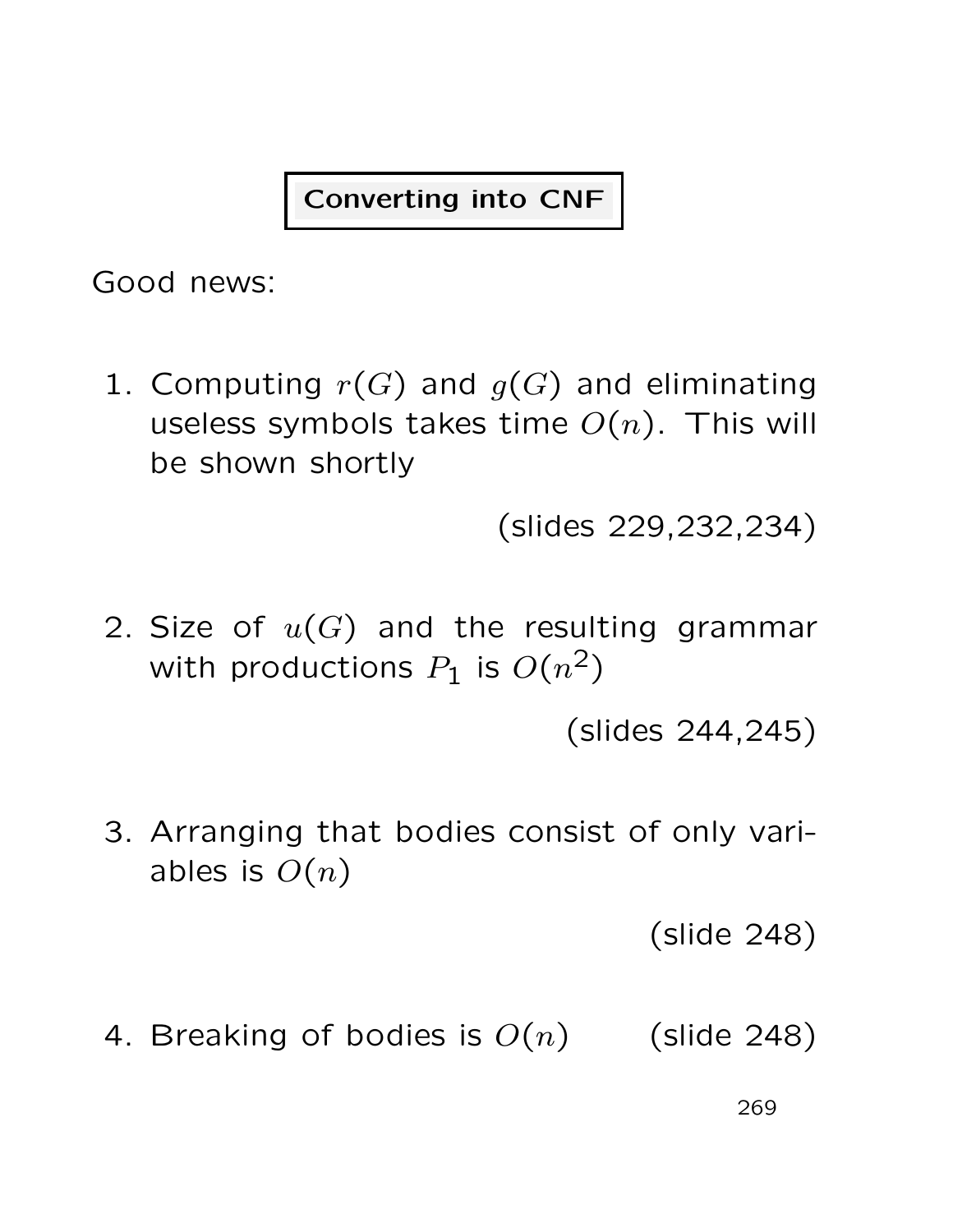## Converting into CNF

Good news:

1. Computing $r(G)$ and $g(G)$ and eliminating useless symbols takes time $O(n)$. This will be shown shortly

   (slides 229,232,234)

2. Size of $u(G)$ and the resulting grammar with productions $P_1$ is $O(n^2)$

   (slides 244,245)

3. Arranging that bodies consist of only variables is $O(n)$

   (slide 248)

4. Breaking of bodies is $O(n)$ (slide 248)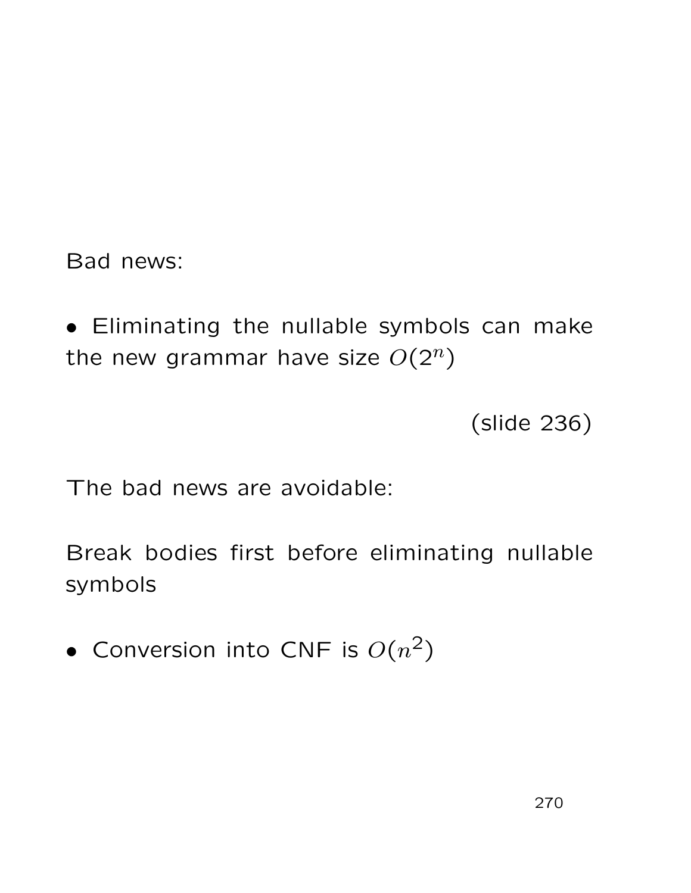Bad news:

- Eliminating the nullable symbols can make the new grammar have size $O(2^n)$

(slide 236)

The bad news are avoidable:

Break bodies first before eliminating nullable symbols

- Conversion into CNF is $O(n^2)$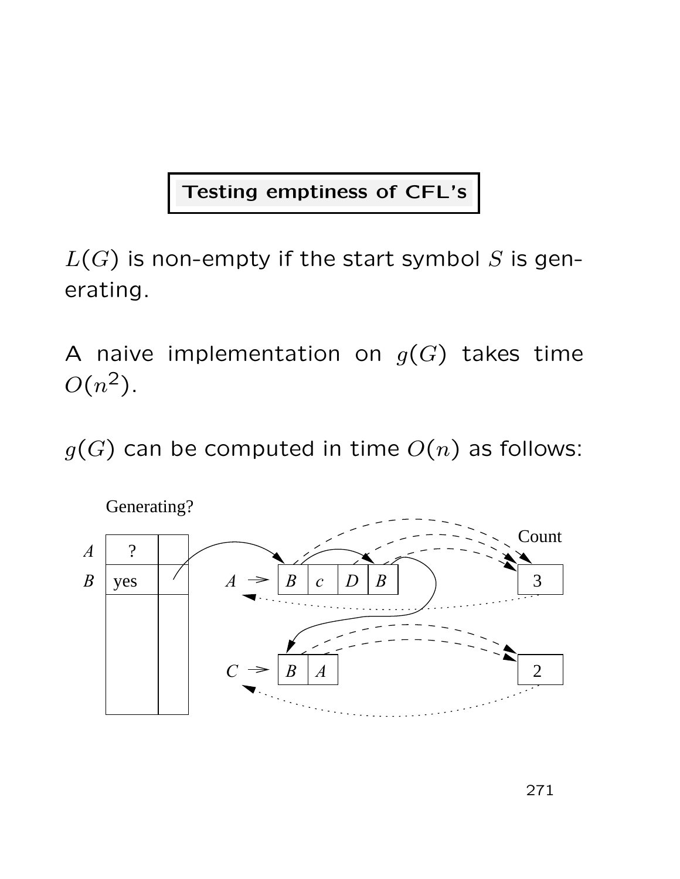## Testing emptiness of CFL's

$L(G)$ is non-empty if the start symbol $S$ is generating.

A naive implementation on $g(G)$ takes time $O(n^2)$.

$g(G)$ can be computed in time $O(n)$ as follows:

Generating?

A ?

B yes

A → B c D B

3

C → B A

2

Count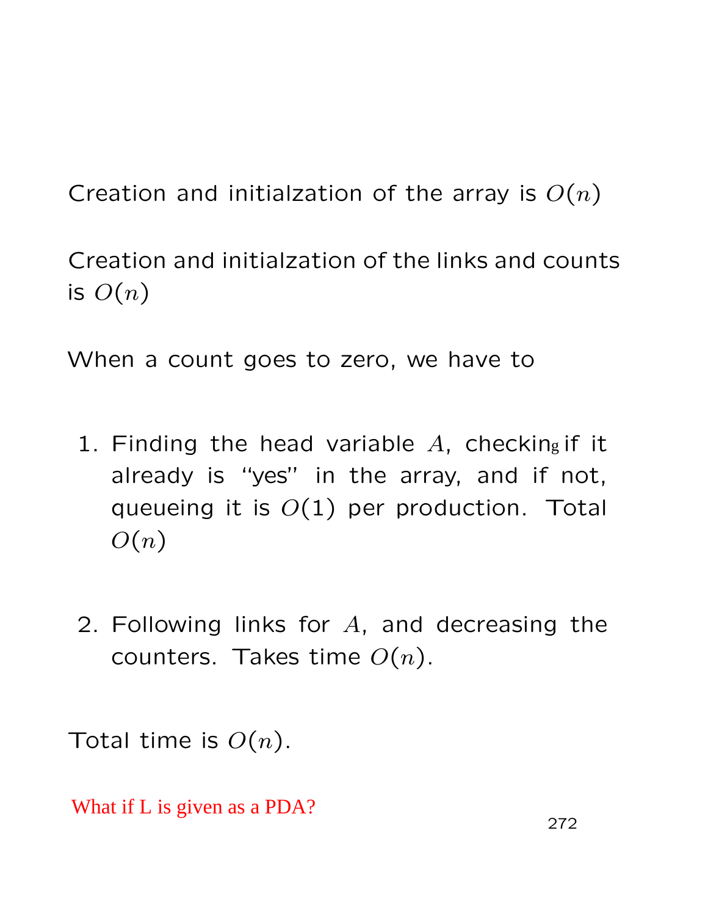Creation and initialzation of the array is $O(n)$

Creation and initialzation of the links and counts is $O(n)$

When a count goes to zero, we have to

1. Finding the head variable $A$, checking if it already is "yes" in the array, and if not, queueing it is $O(1)$ per production. Total $O(n)$

2. Following links for $A$, and decreasing the counters. Takes time $O(n)$.

Total time is $O(n)$.

What if L is given as a PDA?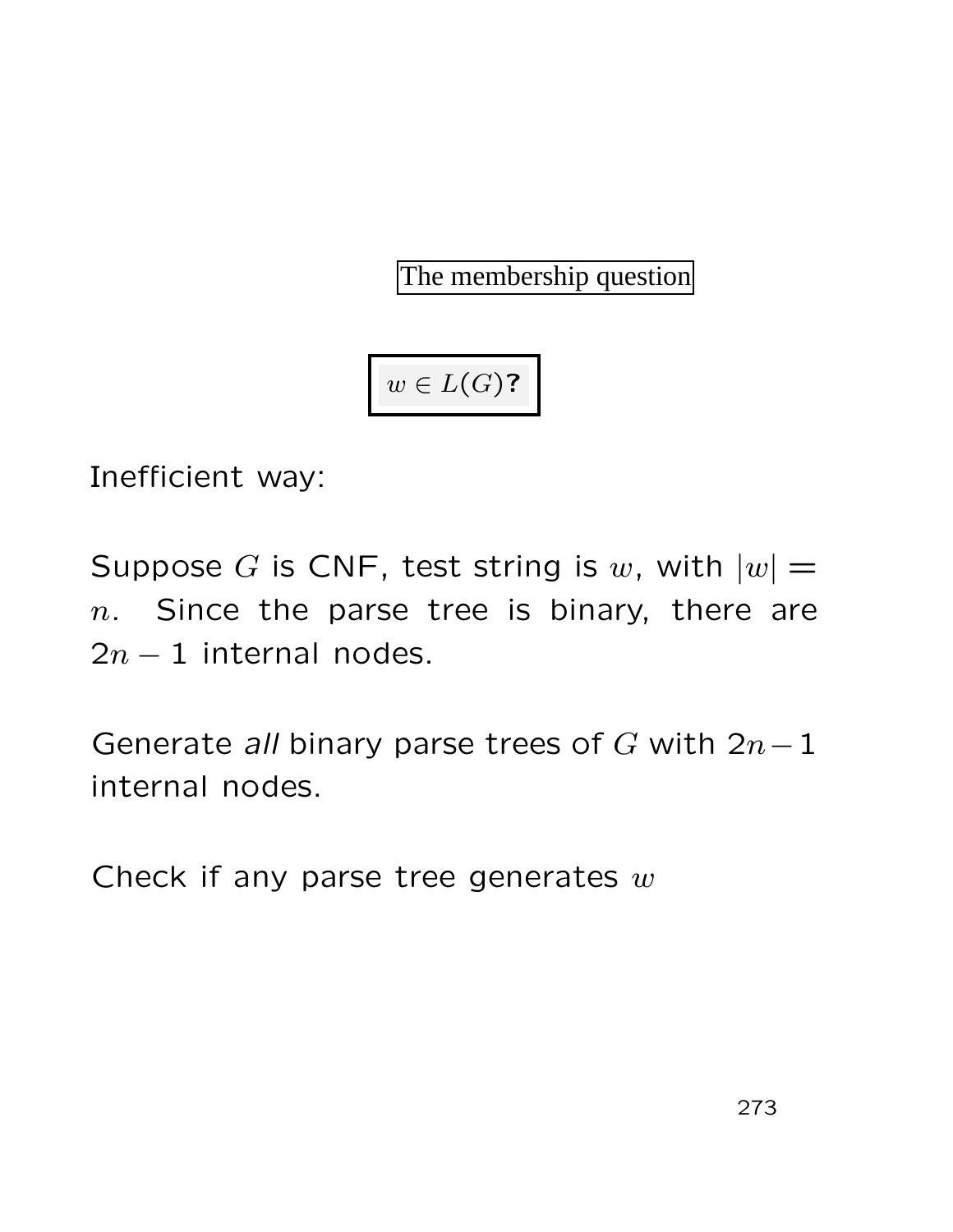## The membership question

$$w \in L(G)\textbf{?}$$

Inefficient way:

Suppose $G$ is CNF, test string is $w$, with $|w| = n$. Since the parse tree is binary, there are $2n-1$ internal nodes.

Generate *all* binary parse trees of $G$ with $2n-1$ internal nodes.

Check if any parse tree generates $w$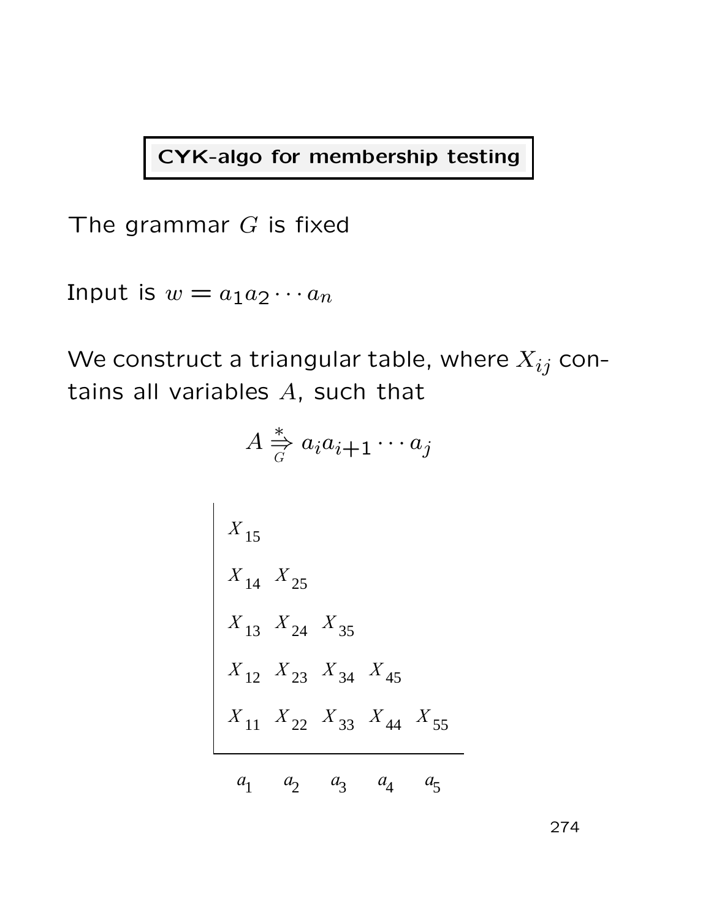## CYK-algo for membership testing

The grammar $G$ is fixed

Input is $w = a_1 a_2 \cdots a_n$

We construct a triangular table, where $X_{ij}$ contains all variables $A$, such that

$$A \overset{*}{\underset{G}{\Rightarrow}} a_i a_{i+1} \cdots a_j$$

| | | | | |
|---|---|---|---|---|
| $X_{15}$ | | | | |
| $X_{14}$ | $X_{25}$ | | | |
| $X_{13}$ | $X_{24}$ | $X_{35}$ | | |
| $X_{12}$ | $X_{23}$ | $X_{34}$ | $X_{45}$ | |
| $X_{11}$ | $X_{22}$ | $X_{33}$ | $X_{44}$ | $X_{55}$ |
| $a_1$ | $a_2$ | $a_3$ | $a_4$ | $a_5$ |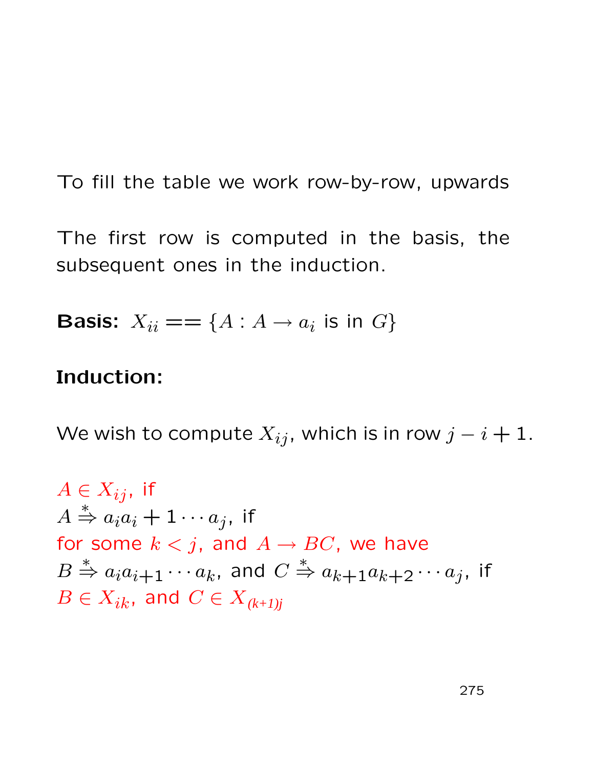To fill the table we work row-by-row, upwards

The first row is computed in the basis, the subsequent ones in the induction.

**Basis:** $X_{ii} == \{A : A \rightarrow a_i \text{ is in } G\}$

**Induction:**

We wish to compute $X_{ij}$, which is in row $j - i + 1$.

$A \in X_{ij}$, if
$A \stackrel{*}{\Rightarrow} a_i a_i + 1 \cdots a_j$, if
for some $k < j$, and $A \rightarrow BC$, we have
$B \stackrel{*}{\Rightarrow} a_i a_{i+1} \cdots a_k$, and $C \stackrel{*}{\Rightarrow} a_{k+1} a_{k+2} \cdots a_j$, if
$B \in X_{ik}$, and $C \in X_{(k+1)j}$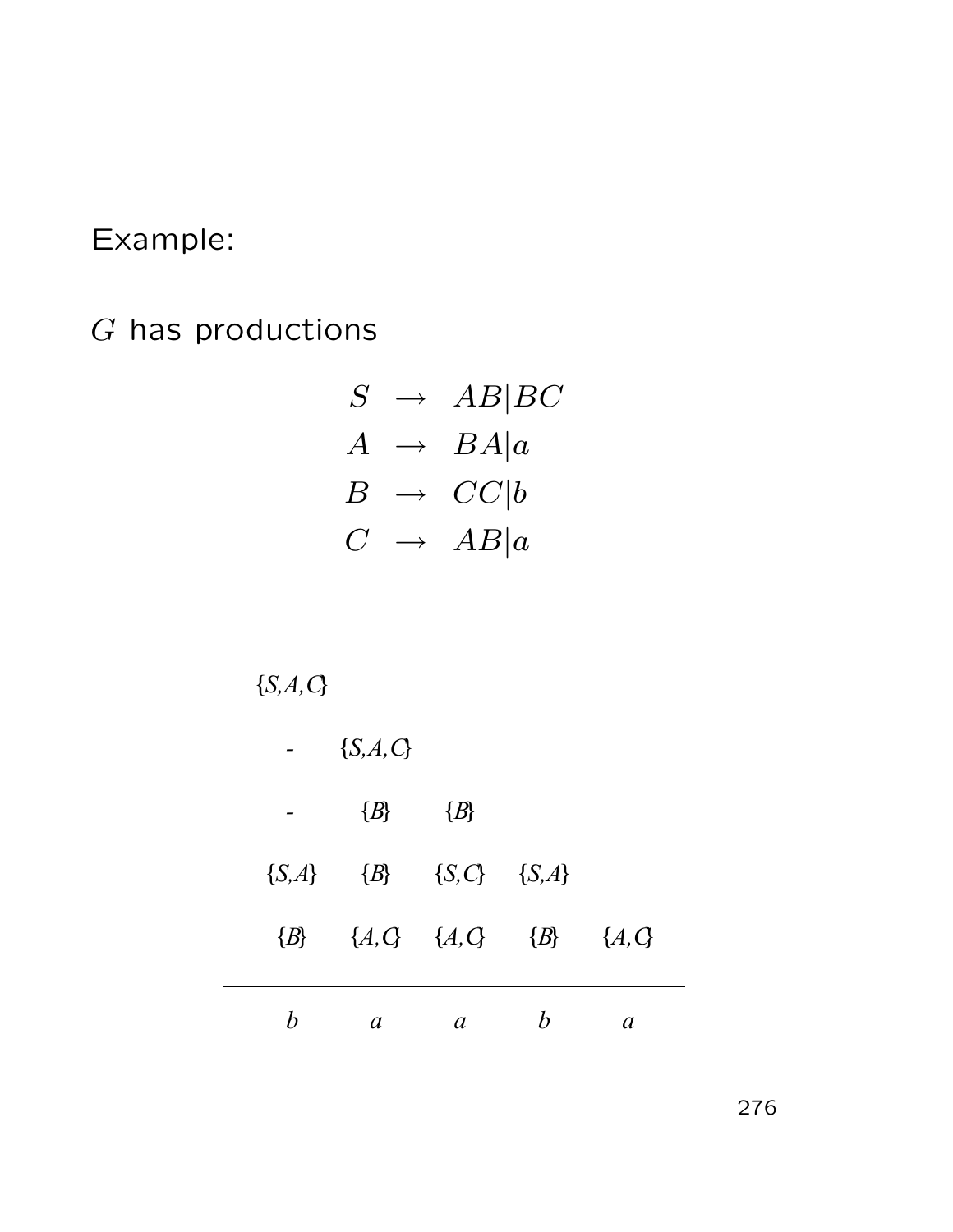Example:

$G$ has productions

$$
\begin{aligned}
S &\rightarrow AB|BC \\
A &\rightarrow BA|a \\
B &\rightarrow CC|b \\
C &\rightarrow AB|a
\end{aligned}
$$

| | | | | |
|---|---|---|---|---|
| {S,A,C} | | | | |
| - | {S,A,C} | | | |
| - | {B} | {B} | | |
| {S,A} | {B} | {S,C} | {S,A} | |
| {B} | {A,C} | {A,C} | {B} | {A,C} |
| *b* | *a* | *a* | *b* | *a* |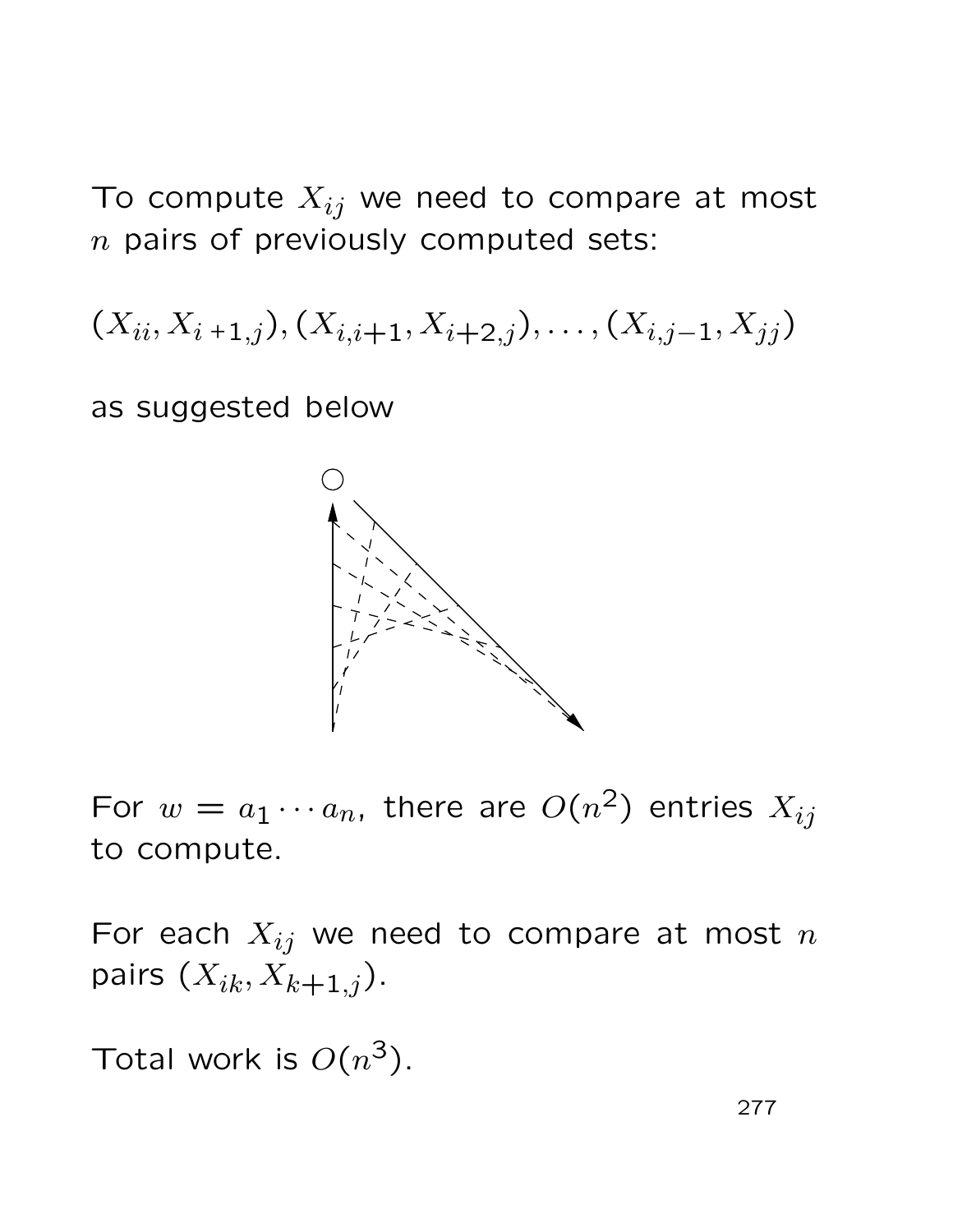To compute $X_{ij}$ we need to compare at most $n$ pairs of previously computed sets:

$$(X_{ii}, X_{i+1,j}), (X_{i,i+1}, X_{i+2,j}), \ldots, (X_{i,j-1}, X_{jj})$$

as suggested below

For $w = a_1 \cdots a_n$, there are $O(n^2)$ entries $X_{ij}$ to compute.

For each $X_{ij}$ we need to compare at most $n$ pairs $(X_{ik}, X_{k+1,j})$.

Total work is $O(n^3)$.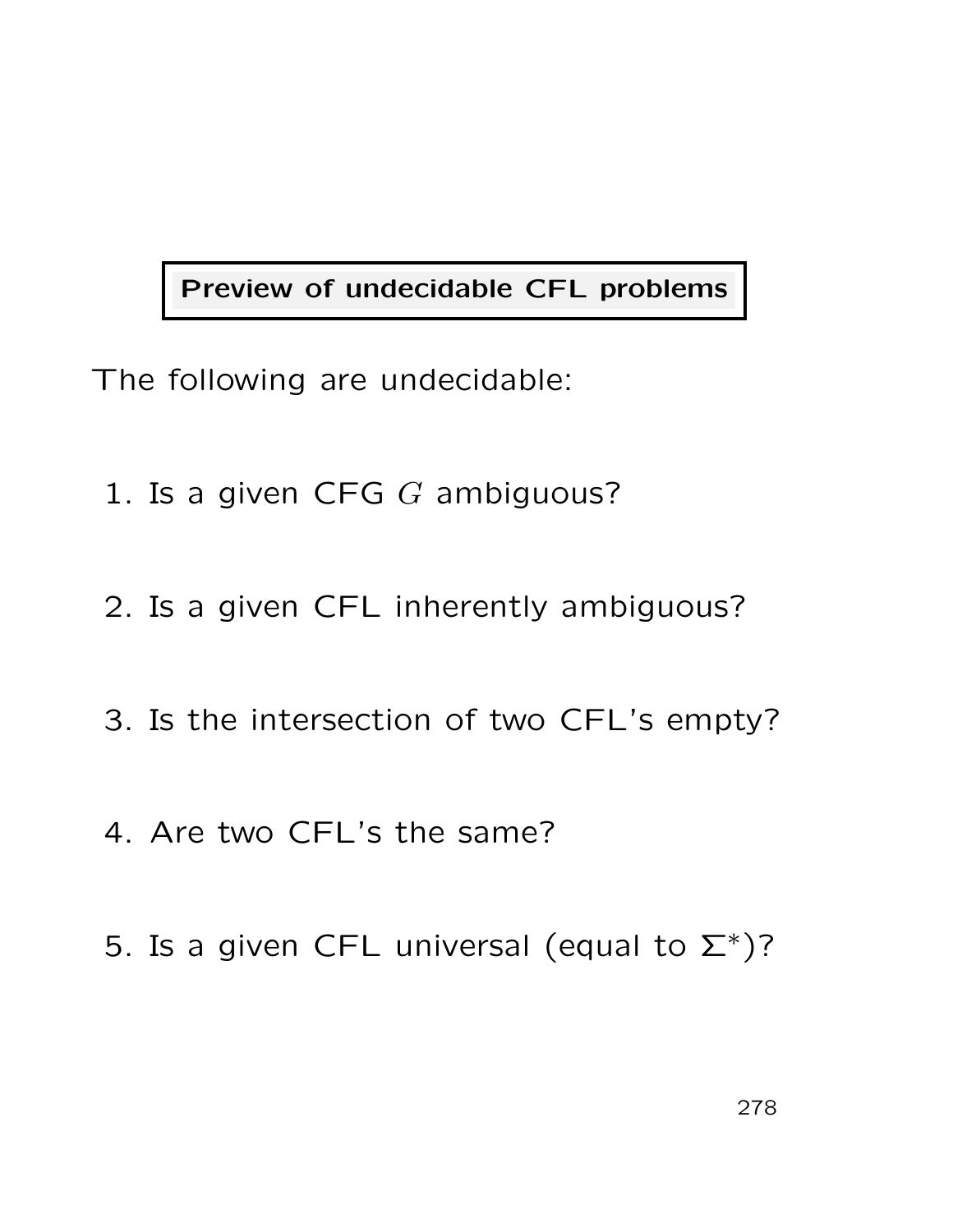## Preview of undecidable CFL problems

The following are undecidable:

1. Is a given CFG $G$ ambiguous?

2. Is a given CFL inherently ambiguous?

3. Is the intersection of two CFL's empty?

4. Are two CFL's the same?

5. Is a given CFL universal (equal to $\Sigma^*$)?